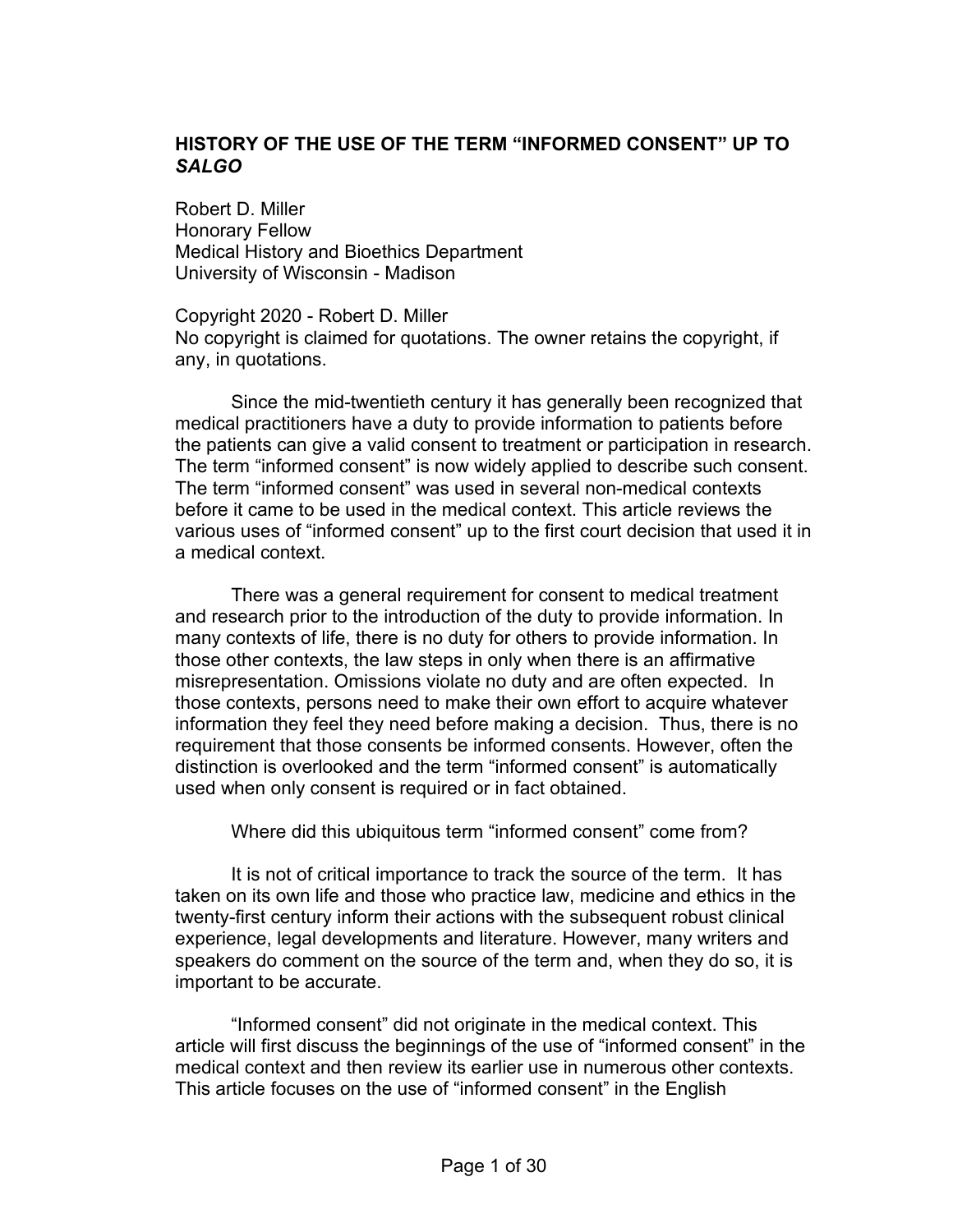# HISTORY OF THE USE OF THE TERM "INFORMED CONSENT" UP TO *SALGO*

Robert D. Miller
Honorary Fellow
Medical History and Bioethics Department
University of Wisconsin - Madison

Copyright 2020 - Robert D. Miller
No copyright is claimed for quotations. The owner retains the copyright, if any, in quotations.

Since the mid-twentieth century it has generally been recognized that medical practitioners have a duty to provide information to patients before the patients can give a valid consent to treatment or participation in research. The term "informed consent" is now widely applied to describe such consent. The term "informed consent" was used in several non-medical contexts before it came to be used in the medical context. This article reviews the various uses of "informed consent" up to the first court decision that used it in a medical context.

There was a general requirement for consent to medical treatment and research prior to the introduction of the duty to provide information. In many contexts of life, there is no duty for others to provide information. In those other contexts, the law steps in only when there is an affirmative misrepresentation. Omissions violate no duty and are often expected. In those contexts, persons need to make their own effort to acquire whatever information they feel they need before making a decision. Thus, there is no requirement that those consents be informed consents. However, often the distinction is overlooked and the term "informed consent" is automatically used when only consent is required or in fact obtained.

Where did this ubiquitous term "informed consent" come from?

It is not of critical importance to track the source of the term. It has taken on its own life and those who practice law, medicine and ethics in the twenty-first century inform their actions with the subsequent robust clinical experience, legal developments and literature. However, many writers and speakers do comment on the source of the term and, when they do so, it is important to be accurate.

"Informed consent" did not originate in the medical context. This article will first discuss the beginnings of the use of "informed consent" in the medical context and then review its earlier use in numerous other contexts. This article focuses on the use of "informed consent" in the English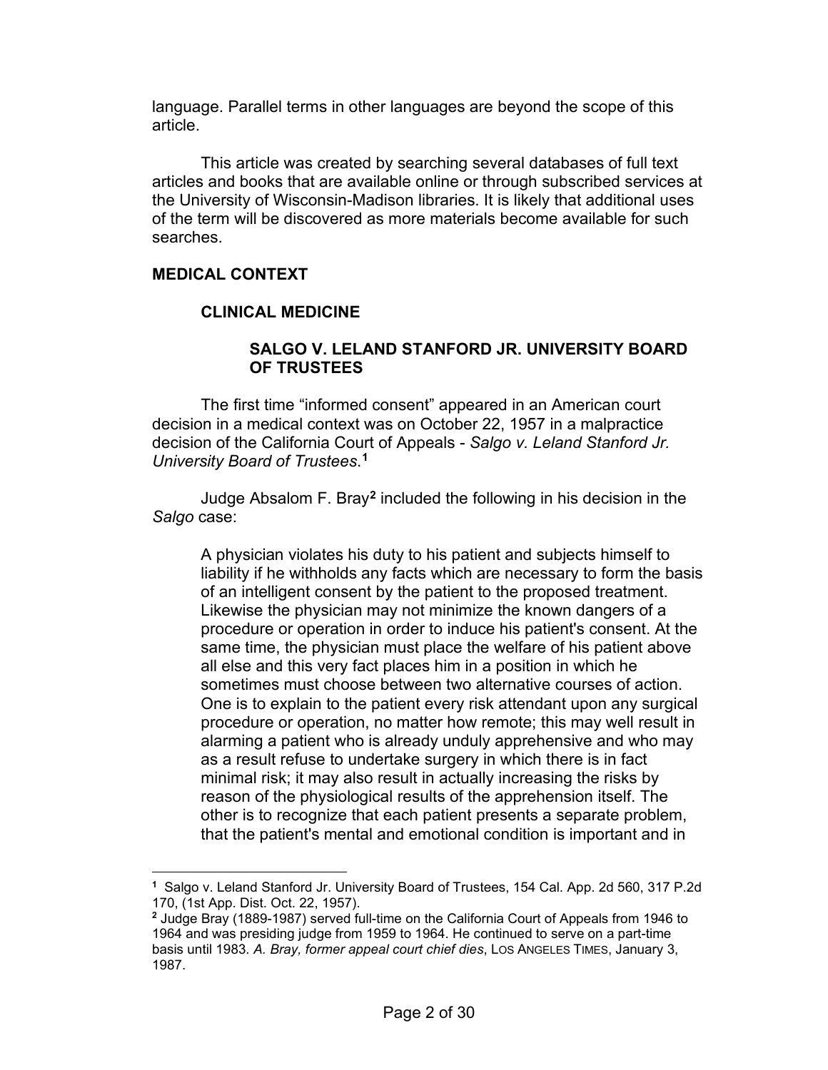language. Parallel terms in other languages are beyond the scope of this article.

This article was created by searching several databases of full text articles and books that are available online or through subscribed services at the University of Wisconsin-Madison libraries. It is likely that additional uses of the term will be discovered as more materials become available for such searches.

## MEDICAL CONTEXT

### CLINICAL MEDICINE

#### SALGO V. LELAND STANFORD JR. UNIVERSITY BOARD OF TRUSTEES

The first time "informed consent" appeared in an American court decision in a medical context was on October 22, 1957 in a malpractice decision of the California Court of Appeals - *Salgo v. Leland Stanford Jr. University Board of Trustees*.[1]

Judge Absalom F. Bray[2] included the following in his decision in the *Salgo* case:

> A physician violates his duty to his patient and subjects himself to liability if he withholds any facts which are necessary to form the basis of an intelligent consent by the patient to the proposed treatment. Likewise the physician may not minimize the known dangers of a procedure or operation in order to induce his patient's consent. At the same time, the physician must place the welfare of his patient above all else and this very fact places him in a position in which he sometimes must choose between two alternative courses of action. One is to explain to the patient every risk attendant upon any surgical procedure or operation, no matter how remote; this may well result in alarming a patient who is already unduly apprehensive and who may as a result refuse to undertake surgery in which there is in fact minimal risk; it may also result in actually increasing the risks by reason of the physiological results of the apprehension itself. The other is to recognize that each patient presents a separate problem, that the patient's mental and emotional condition is important and in

---

[1] Salgo v. Leland Stanford Jr. University Board of Trustees, 154 Cal. App. 2d 560, 317 P.2d 170, (1st App. Dist. Oct. 22, 1957).

[2] Judge Bray (1889-1987) served full-time on the California Court of Appeals from 1946 to 1964 and was presiding judge from 1959 to 1964. He continued to serve on a part-time basis until 1983. *A. Bray, former appeal court chief dies*, LOS ANGELES TIMES, January 3, 1987.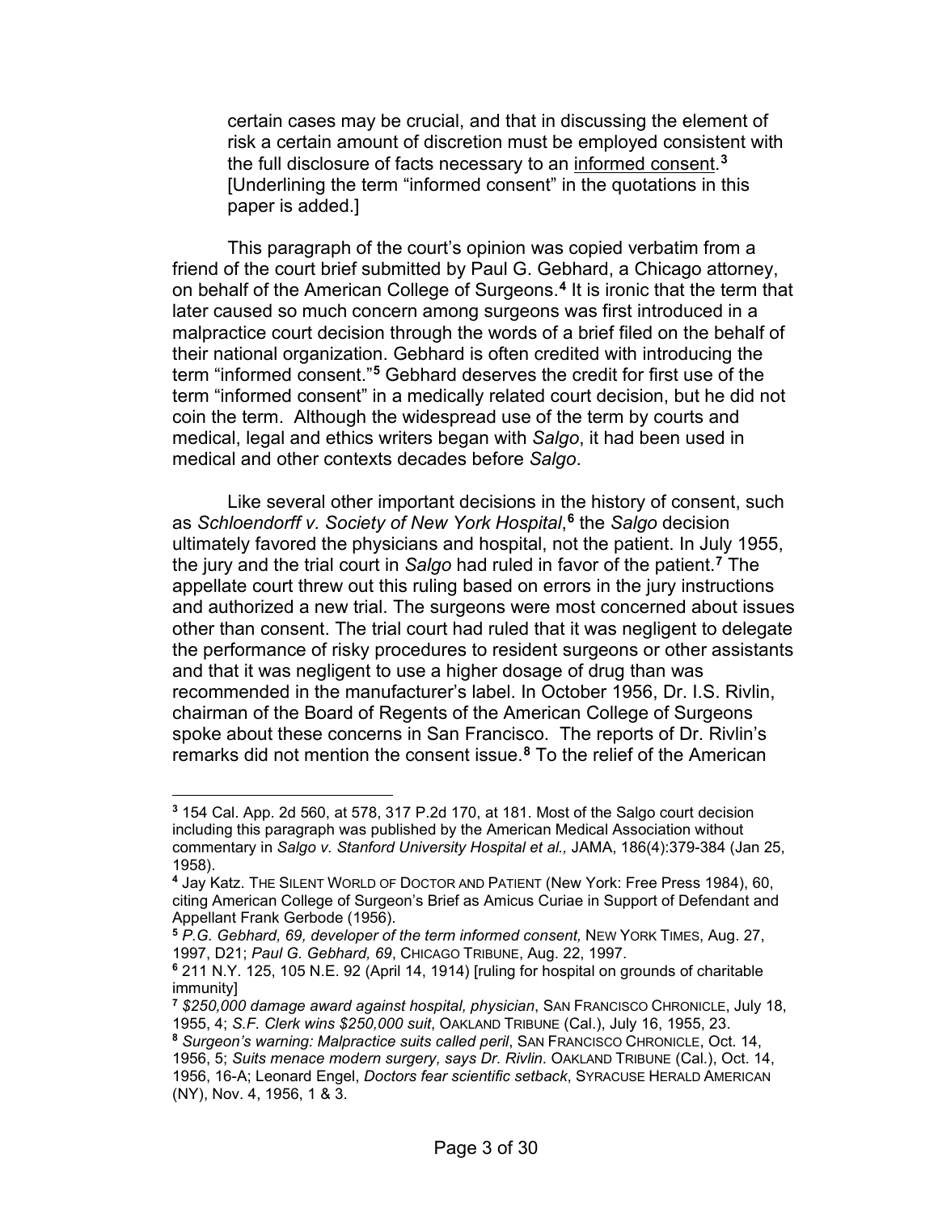> certain cases may be crucial, and that in discussing the element of risk a certain amount of discretion must be employed consistent with the full disclosure of facts necessary to an <u>informed consent</u>.[3] [Underlining the term "informed consent" in the quotations in this paper is added.]

This paragraph of the court's opinion was copied verbatim from a friend of the court brief submitted by Paul G. Gebhard, a Chicago attorney, on behalf of the American College of Surgeons.[4] It is ironic that the term that later caused so much concern among surgeons was first introduced in a malpractice court decision through the words of a brief filed on the behalf of their national organization. Gebhard is often credited with introducing the term "informed consent."[5] Gebhard deserves the credit for first use of the term "informed consent" in a medically related court decision, but he did not coin the term. Although the widespread use of the term by courts and medical, legal and ethics writers began with *Salgo*, it had been used in medical and other contexts decades before *Salgo*.

Like several other important decisions in the history of consent, such as *Schloendorff v. Society of New York Hospital*,[6] the *Salgo* decision ultimately favored the physicians and hospital, not the patient. In July 1955, the jury and the trial court in *Salgo* had ruled in favor of the patient.[7] The appellate court threw out this ruling based on errors in the jury instructions and authorized a new trial. The surgeons were most concerned about issues other than consent. The trial court had ruled that it was negligent to delegate the performance of risky procedures to resident surgeons or other assistants and that it was negligent to use a higher dosage of drug than was recommended in the manufacturer's label. In October 1956, Dr. I.S. Rivlin, chairman of the Board of Regents of the American College of Surgeons spoke about these concerns in San Francisco. The reports of Dr. Rivlin's remarks did not mention the consent issue.[8] To the relief of the American

---

[3] 154 Cal. App. 2d 560, at 578, 317 P.2d 170, at 181. Most of the Salgo court decision including this paragraph was published by the American Medical Association without commentary in *Salgo v. Stanford University Hospital et al.,* JAMA, 186(4):379-384 (Jan 25, 1958).

[4] Jay Katz. THE SILENT WORLD OF DOCTOR AND PATIENT (New York: Free Press 1984), 60, citing American College of Surgeon's Brief as Amicus Curiae in Support of Defendant and Appellant Frank Gerbode (1956).

[5] *P.G. Gebhard, 69, developer of the term informed consent,* NEW YORK TIMES, Aug. 27, 1997, D21; *Paul G. Gebhard, 69*, CHICAGO TRIBUNE, Aug. 22, 1997.

[6] 211 N.Y. 125, 105 N.E. 92 (April 14, 1914) [ruling for hospital on grounds of charitable immunity]

[7] *$250,000 damage award against hospital, physician*, SAN FRANCISCO CHRONICLE, July 18, 1955, 4; *S.F. Clerk wins $250,000 suit*, OAKLAND TRIBUNE (Cal.), July 16, 1955, 23.

[8] *Surgeon's warning: Malpractice suits called peril*, SAN FRANCISCO CHRONICLE, Oct. 14, 1956, 5; *Suits menace modern surgery, says Dr. Rivlin.* OAKLAND TRIBUNE (Cal.), Oct. 14, 1956, 16-A; Leonard Engel, *Doctors fear scientific setback*, SYRACUSE HERALD AMERICAN (NY), Nov. 4, 1956, 1 & 3.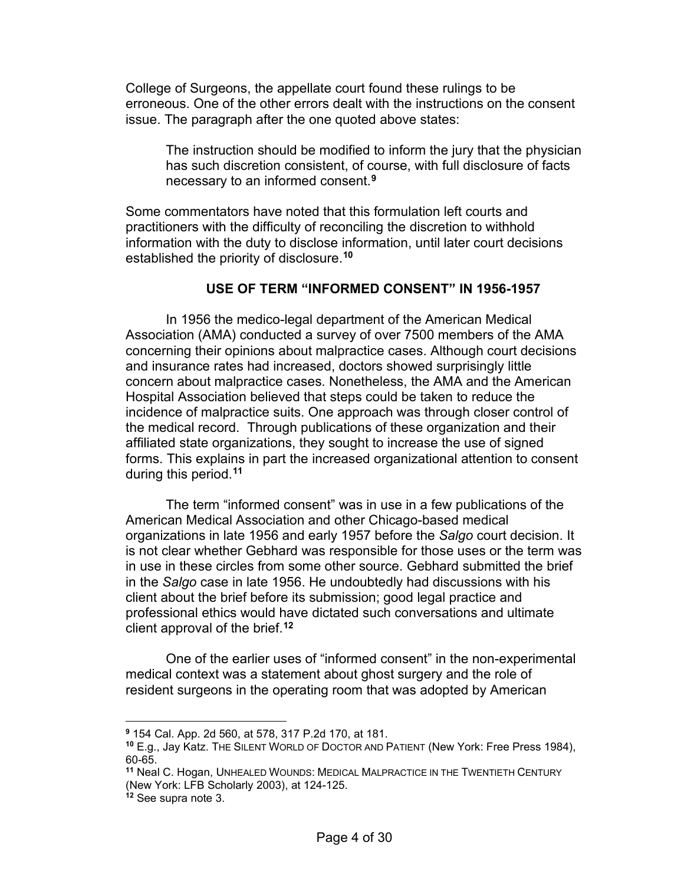College of Surgeons, the appellate court found these rulings to be erroneous. One of the other errors dealt with the instructions on the consent issue. The paragraph after the one quoted above states:

> The instruction should be modified to inform the jury that the physician has such discretion consistent, of course, with full disclosure of facts necessary to an informed consent.[9]

Some commentators have noted that this formulation left courts and practitioners with the difficulty of reconciling the discretion to withhold information with the duty to disclose information, until later court decisions established the priority of disclosure.[10]

## USE OF TERM "INFORMED CONSENT" IN 1956-1957

In 1956 the medico-legal department of the American Medical Association (AMA) conducted a survey of over 7500 members of the AMA concerning their opinions about malpractice cases. Although court decisions and insurance rates had increased, doctors showed surprisingly little concern about malpractice cases. Nonetheless, the AMA and the American Hospital Association believed that steps could be taken to reduce the incidence of malpractice suits. One approach was through closer control of the medical record. Through publications of these organization and their affiliated state organizations, they sought to increase the use of signed forms. This explains in part the increased organizational attention to consent during this period.[11]

The term "informed consent" was in use in a few publications of the American Medical Association and other Chicago-based medical organizations in late 1956 and early 1957 before the *Salgo* court decision. It is not clear whether Gebhard was responsible for those uses or the term was in use in these circles from some other source. Gebhard submitted the brief in the *Salgo* case in late 1956. He undoubtedly had discussions with his client about the brief before its submission; good legal practice and professional ethics would have dictated such conversations and ultimate client approval of the brief.[12]

One of the earlier uses of "informed consent" in the non-experimental medical context was a statement about ghost surgery and the role of resident surgeons in the operating room that was adopted by American

---

[9] 154 Cal. App. 2d 560, at 578, 317 P.2d 170, at 181.

[10] E.g., Jay Katz. THE SILENT WORLD OF DOCTOR AND PATIENT (New York: Free Press 1984), 60-65.

[11] Neal C. Hogan, UNHEALED WOUNDS: MEDICAL MALPRACTICE IN THE TWENTIETH CENTURY (New York: LFB Scholarly 2003), at 124-125.

[12] See supra note 3.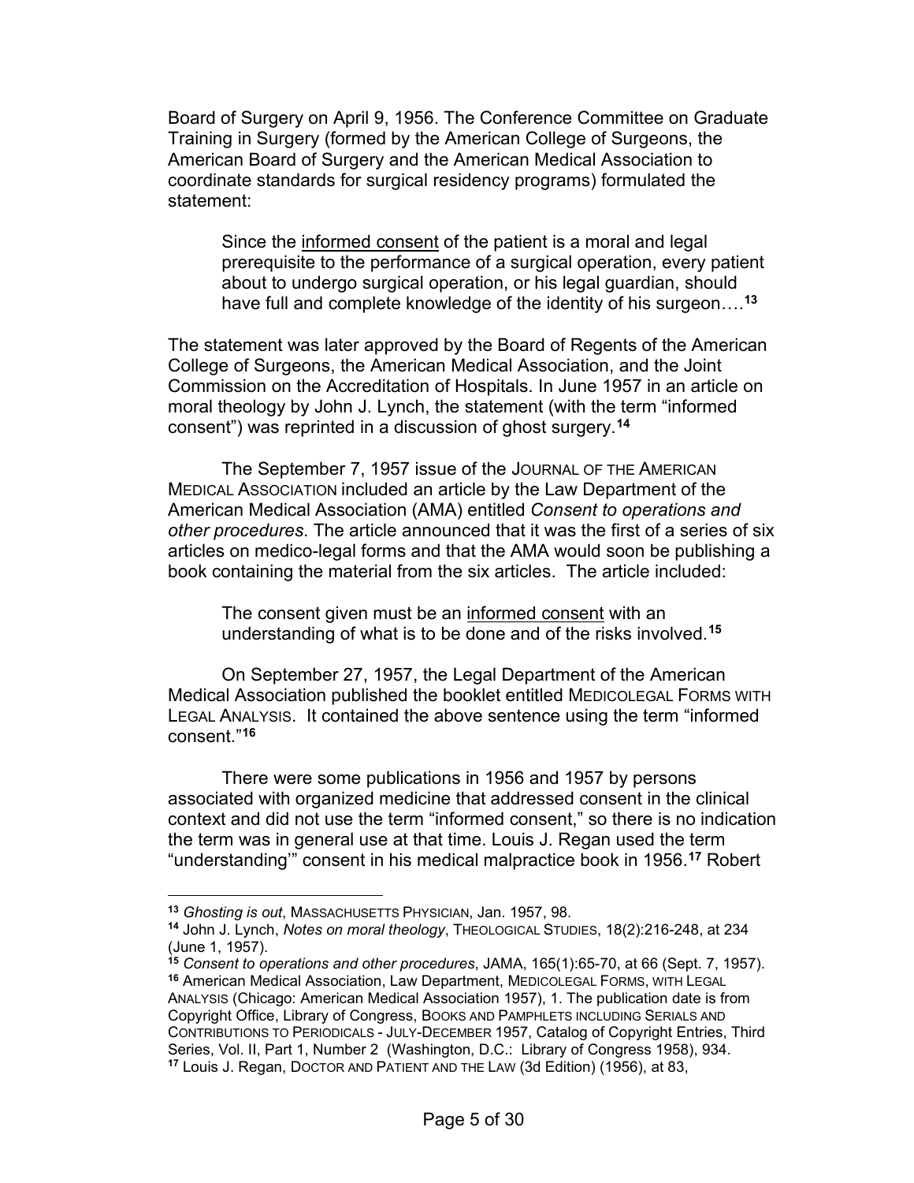Board of Surgery on April 9, 1956. The Conference Committee on Graduate Training in Surgery (formed by the American College of Surgeons, the American Board of Surgery and the American Medical Association to coordinate standards for surgical residency programs) formulated the statement:

> Since the <u>informed consent</u> of the patient is a moral and legal prerequisite to the performance of a surgical operation, every patient about to undergo surgical operation, or his legal guardian, should have full and complete knowledge of the identity of his surgeon….[13]

The statement was later approved by the Board of Regents of the American College of Surgeons, the American Medical Association, and the Joint Commission on the Accreditation of Hospitals. In June 1957 in an article on moral theology by John J. Lynch, the statement (with the term "informed consent") was reprinted in a discussion of ghost surgery.[14]

The September 7, 1957 issue of the JOURNAL OF THE AMERICAN MEDICAL ASSOCIATION included an article by the Law Department of the American Medical Association (AMA) entitled *Consent to operations and other procedures*. The article announced that it was the first of a series of six articles on medico-legal forms and that the AMA would soon be publishing a book containing the material from the six articles. The article included:

> The consent given must be an <u>informed consent</u> with an understanding of what is to be done and of the risks involved.[15]

On September 27, 1957, the Legal Department of the American Medical Association published the booklet entitled MEDICOLEGAL FORMS WITH LEGAL ANALYSIS. It contained the above sentence using the term "informed consent."[16]

There were some publications in 1956 and 1957 by persons associated with organized medicine that addressed consent in the clinical context and did not use the term "informed consent," so there is no indication the term was in general use at that time. Louis J. Regan used the term "understanding'" consent in his medical malpractice book in 1956.[17] Robert

---

[13] *Ghosting is out*, MASSACHUSETTS PHYSICIAN, Jan. 1957, 98.

[14] John J. Lynch, *Notes on moral theology*, THEOLOGICAL STUDIES, 18(2):216-248, at 234 (June 1, 1957).

[15] *Consent to operations and other procedures*, JAMA, 165(1):65-70, at 66 (Sept. 7, 1957).

[16] American Medical Association, Law Department, MEDICOLEGAL FORMS, WITH LEGAL ANALYSIS (Chicago: American Medical Association 1957), 1. The publication date is from Copyright Office, Library of Congress, BOOKS AND PAMPHLETS INCLUDING SERIALS AND CONTRIBUTIONS TO PERIODICALS - JULY-DECEMBER 1957, Catalog of Copyright Entries, Third Series, Vol. II, Part 1, Number 2 (Washington, D.C.: Library of Congress 1958), 934.

[17] Louis J. Regan, DOCTOR AND PATIENT AND THE LAW (3d Edition) (1956), at 83,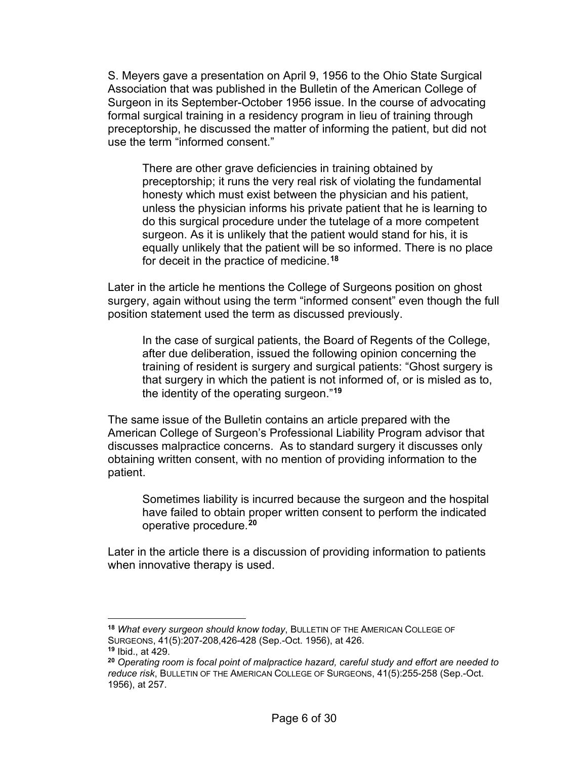S. Meyers gave a presentation on April 9, 1956 to the Ohio State Surgical Association that was published in the Bulletin of the American College of Surgeon in its September-October 1956 issue. In the course of advocating formal surgical training in a residency program in lieu of training through preceptorship, he discussed the matter of informing the patient, but did not use the term "informed consent."

> There are other grave deficiencies in training obtained by preceptorship; it runs the very real risk of violating the fundamental honesty which must exist between the physician and his patient, unless the physician informs his private patient that he is learning to do this surgical procedure under the tutelage of a more competent surgeon. As it is unlikely that the patient would stand for his, it is equally unlikely that the patient will be so informed. There is no place for deceit in the practice of medicine.[18]

Later in the article he mentions the College of Surgeons position on ghost surgery, again without using the term "informed consent" even though the full position statement used the term as discussed previously.

> In the case of surgical patients, the Board of Regents of the College, after due deliberation, issued the following opinion concerning the training of resident is surgery and surgical patients: "Ghost surgery is that surgery in which the patient is not informed of, or is misled as to, the identity of the operating surgeon."[19]

The same issue of the Bulletin contains an article prepared with the American College of Surgeon's Professional Liability Program advisor that discusses malpractice concerns. As to standard surgery it discusses only obtaining written consent, with no mention of providing information to the patient.

> Sometimes liability is incurred because the surgeon and the hospital have failed to obtain proper written consent to perform the indicated operative procedure.[20]

Later in the article there is a discussion of providing information to patients when innovative therapy is used.

---

[18] *What every surgeon should know today*, BULLETIN OF THE AMERICAN COLLEGE OF SURGEONS, 41(5):207-208,426-428 (Sep.-Oct. 1956), at 426.

[19] Ibid., at 429.

[20] *Operating room is focal point of malpractice hazard, careful study and effort are needed to reduce risk*, BULLETIN OF THE AMERICAN COLLEGE OF SURGEONS, 41(5):255-258 (Sep.-Oct. 1956), at 257.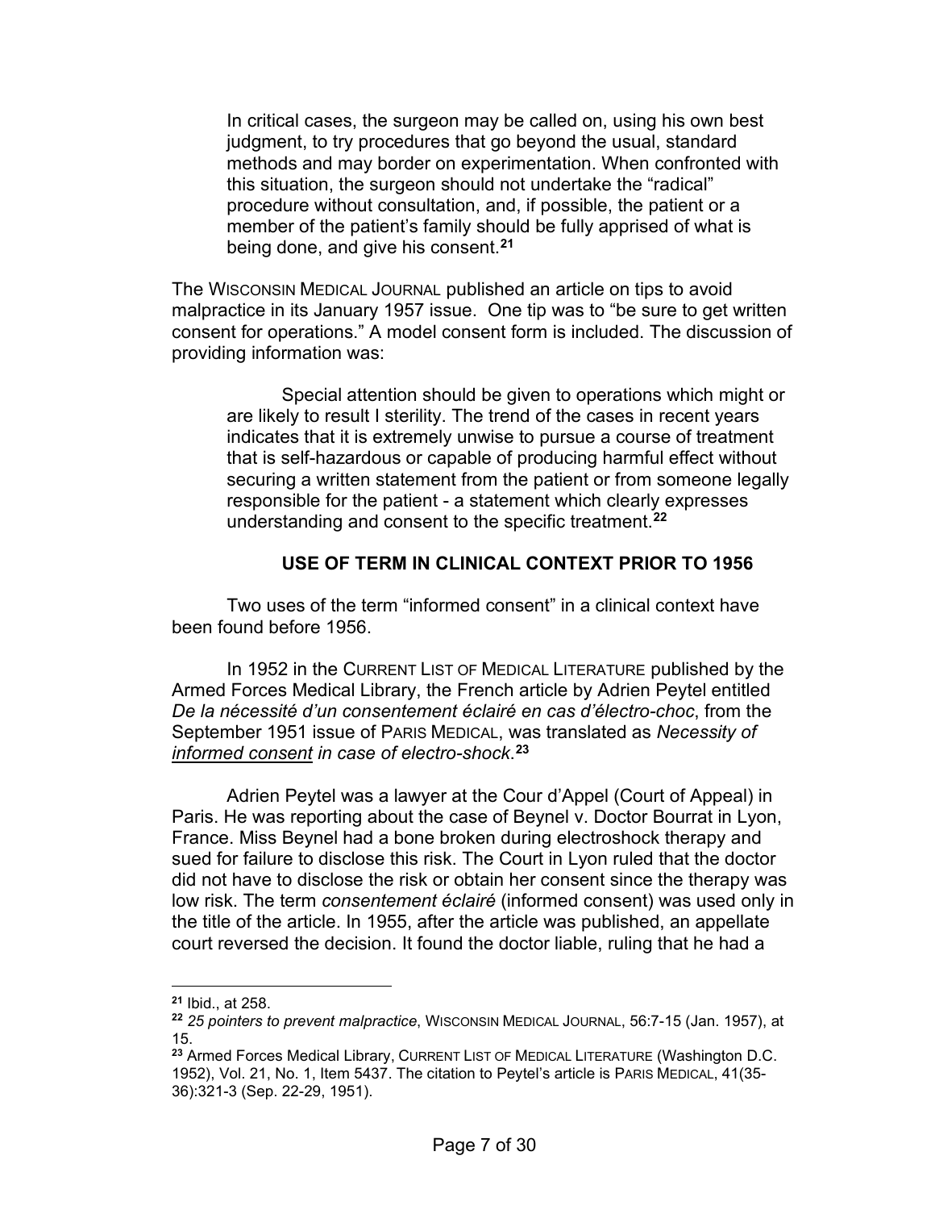> In critical cases, the surgeon may be called on, using his own best judgment, to try procedures that go beyond the usual, standard methods and may border on experimentation. When confronted with this situation, the surgeon should not undertake the "radical" procedure without consultation, and, if possible, the patient or a member of the patient's family should be fully apprised of what is being done, and give his consent.[21]

The WISCONSIN MEDICAL JOURNAL published an article on tips to avoid malpractice in its January 1957 issue. One tip was to "be sure to get written consent for operations." A model consent form is included. The discussion of providing information was:

> Special attention should be given to operations which might or are likely to result I sterility. The trend of the cases in recent years indicates that it is extremely unwise to pursue a course of treatment that is self-hazardous or capable of producing harmful effect without securing a written statement from the patient or from someone legally responsible for the patient - a statement which clearly expresses understanding and consent to the specific treatment.[22]

### USE OF TERM IN CLINICAL CONTEXT PRIOR TO 1956

Two uses of the term "informed consent" in a clinical context have been found before 1956.

In 1952 in the CURRENT LIST OF MEDICAL LITERATURE published by the Armed Forces Medical Library, the French article by Adrien Peytel entitled *De la nécessité d'un consentement éclairé en cas d'électro-choc*, from the September 1951 issue of PARIS MEDICAL, was translated as *Necessity of informed consent in case of electro-shock*.[23]

Adrien Peytel was a lawyer at the Cour d'Appel (Court of Appeal) in Paris. He was reporting about the case of Beynel v. Doctor Bourrat in Lyon, France. Miss Beynel had a bone broken during electroshock therapy and sued for failure to disclose this risk. The Court in Lyon ruled that the doctor did not have to disclose the risk or obtain her consent since the therapy was low risk. The term *consentement éclairé* (informed consent) was used only in the title of the article. In 1955, after the article was published, an appellate court reversed the decision. It found the doctor liable, ruling that he had a

---

[21] Ibid., at 258.

[22] *25 pointers to prevent malpractice*, WISCONSIN MEDICAL JOURNAL, 56:7-15 (Jan. 1957), at 15.

[23] Armed Forces Medical Library, CURRENT LIST OF MEDICAL LITERATURE (Washington D.C. 1952), Vol. 21, No. 1, Item 5437. The citation to Peytel's article is PARIS MEDICAL, 41(35-36):321-3 (Sep. 22-29, 1951).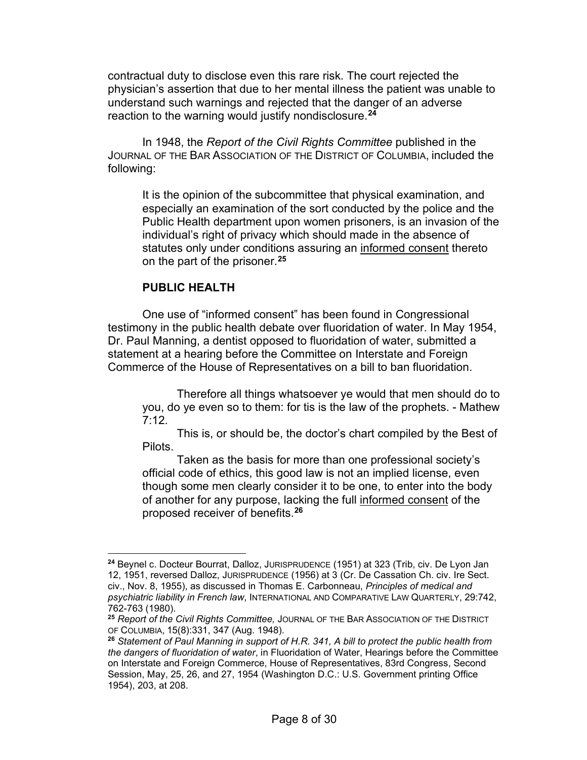contractual duty to disclose even this rare risk. The court rejected the physician's assertion that due to her mental illness the patient was unable to understand such warnings and rejected that the danger of an adverse reaction to the warning would justify nondisclosure.[24]

In 1948, the *Report of the Civil Rights Committee* published in the JOURNAL OF THE BAR ASSOCIATION OF THE DISTRICT OF COLUMBIA, included the following:

> It is the opinion of the subcommittee that physical examination, and especially an examination of the sort conducted by the police and the Public Health department upon women prisoners, is an invasion of the individual's right of privacy which should made in the absence of statutes only under conditions assuring an <u>informed consent</u> thereto on the part of the prisoner.[25]

### PUBLIC HEALTH

One use of "informed consent" has been found in Congressional testimony in the public health debate over fluoridation of water. In May 1954, Dr. Paul Manning, a dentist opposed to fluoridation of water, submitted a statement at a hearing before the Committee on Interstate and Foreign Commerce of the House of Representatives on a bill to ban fluoridation.

> Therefore all things whatsoever ye would that men should do to you, do ye even so to them: for tis is the law of the prophets. - Mathew 7:12.
>
> This is, or should be, the doctor's chart compiled by the Best of Pilots.
>
> Taken as the basis for more than one professional society's official code of ethics, this good law is not an implied license, even though some men clearly consider it to be one, to enter into the body of another for any purpose, lacking the full <u>informed consent</u> of the proposed receiver of benefits.[26]

---

[24] Beynel c. Docteur Bourrat, Dalloz, JURISPRUDENCE (1951) at 323 (Trib, civ. De Lyon Jan 12, 1951, reversed Dalloz, JURISPRUDENCE (1956) at 3 (Cr. De Cassation Ch. civ. Ire Sect. civ., Nov. 8, 1955), as discussed in Thomas E. Carbonneau, *Principles of medical and psychiatric liability in French law*, INTERNATIONAL AND COMPARATIVE LAW QUARTERLY, 29:742, 762-763 (1980).

[25] *Report of the Civil Rights Committee,* JOURNAL OF THE BAR ASSOCIATION OF THE DISTRICT OF COLUMBIA, 15(8):331, 347 (Aug. 1948).

[26] *Statement of Paul Manning in support of H.R. 341, A bill to protect the public health from the dangers of fluoridation of water*, in Fluoridation of Water, Hearings before the Committee on Interstate and Foreign Commerce, House of Representatives, 83rd Congress, Second Session, May, 25, 26, and 27, 1954 (Washington D.C.: U.S. Government printing Office 1954), 203, at 208.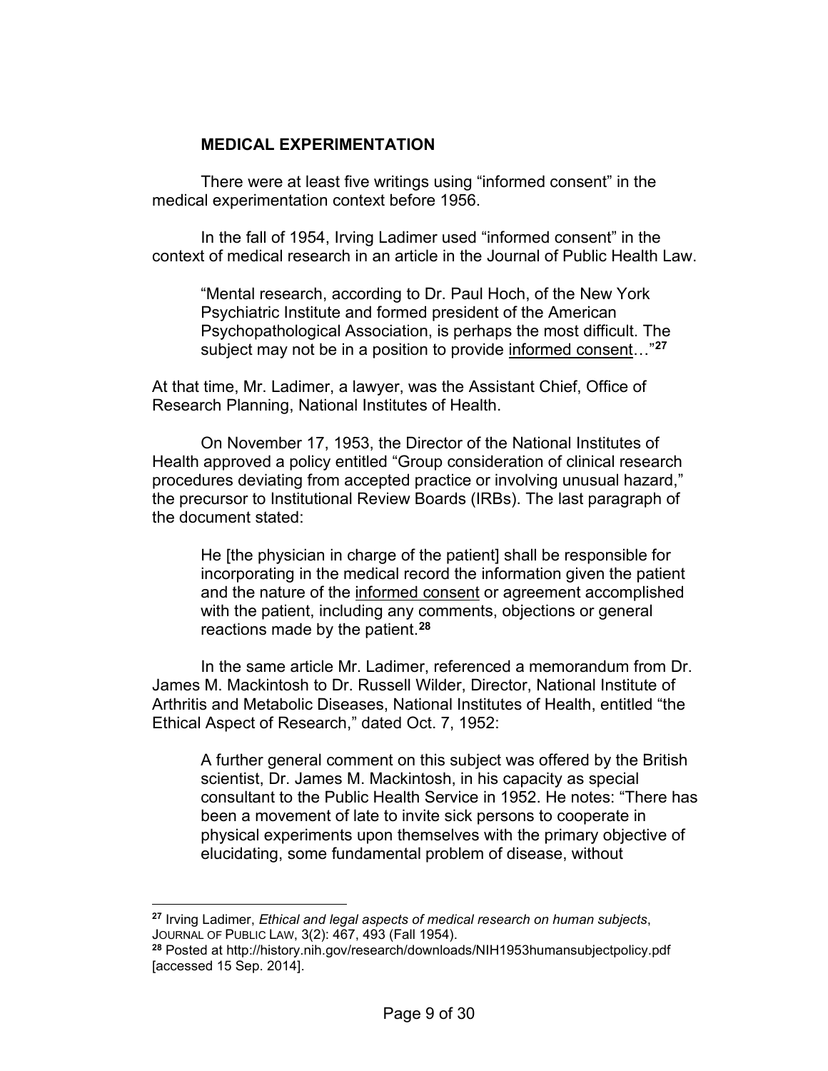## MEDICAL EXPERIMENTATION

There were at least five writings using "informed consent" in the medical experimentation context before 1956.

In the fall of 1954, Irving Ladimer used "informed consent" in the context of medical research in an article in the Journal of Public Health Law.

> "Mental research, according to Dr. Paul Hoch, of the New York Psychiatric Institute and formed president of the American Psychopathological Association, is perhaps the most difficult. The subject may not be in a position to provide <u>informed consent</u>…"[27]

At that time, Mr. Ladimer, a lawyer, was the Assistant Chief, Office of Research Planning, National Institutes of Health.

On November 17, 1953, the Director of the National Institutes of Health approved a policy entitled "Group consideration of clinical research procedures deviating from accepted practice or involving unusual hazard," the precursor to Institutional Review Boards (IRBs). The last paragraph of the document stated:

> He [the physician in charge of the patient] shall be responsible for incorporating in the medical record the information given the patient and the nature of the <u>informed consent</u> or agreement accomplished with the patient, including any comments, objections or general reactions made by the patient.[28]

In the same article Mr. Ladimer, referenced a memorandum from Dr. James M. Mackintosh to Dr. Russell Wilder, Director, National Institute of Arthritis and Metabolic Diseases, National Institutes of Health, entitled "the Ethical Aspect of Research," dated Oct. 7, 1952:

> A further general comment on this subject was offered by the British scientist, Dr. James M. Mackintosh, in his capacity as special consultant to the Public Health Service in 1952. He notes: "There has been a movement of late to invite sick persons to cooperate in physical experiments upon themselves with the primary objective of elucidating, some fundamental problem of disease, without

---

[27] Irving Ladimer, *Ethical and legal aspects of medical research on human subjects*, JOURNAL OF PUBLIC LAW, 3(2): 467, 493 (Fall 1954).

[28] Posted at http://history.nih.gov/research/downloads/NIH1953humansubjectpolicy.pdf [accessed 15 Sep. 2014].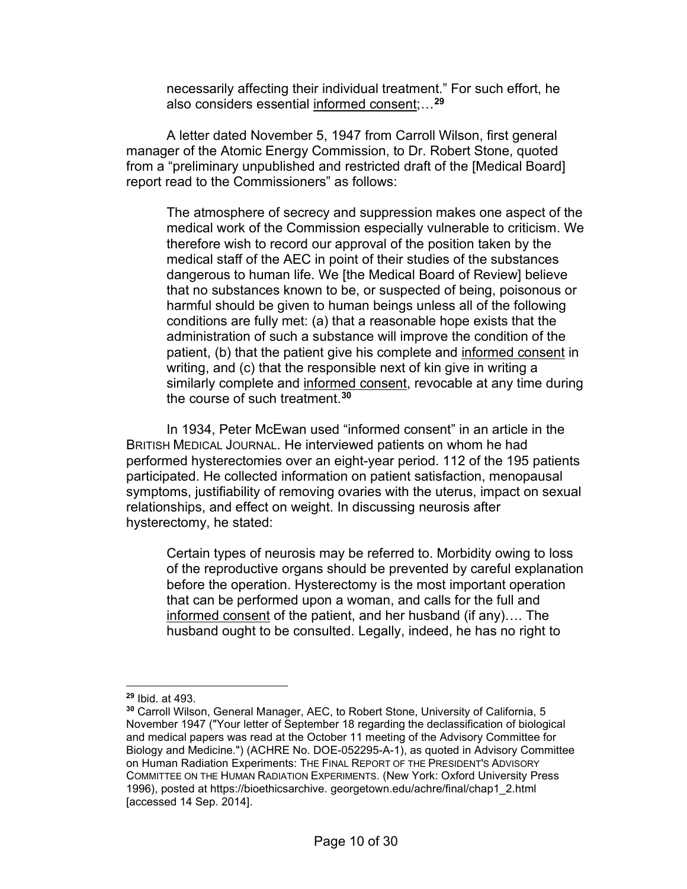> necessarily affecting their individual treatment." For such effort, he also considers essential <u>informed consent</u>;…[29]

A letter dated November 5, 1947 from Carroll Wilson, first general manager of the Atomic Energy Commission, to Dr. Robert Stone, quoted from a "preliminary unpublished and restricted draft of the [Medical Board] report read to the Commissioners" as follows:

> The atmosphere of secrecy and suppression makes one aspect of the medical work of the Commission especially vulnerable to criticism. We therefore wish to record our approval of the position taken by the medical staff of the AEC in point of their studies of the substances dangerous to human life. We [the Medical Board of Review] believe that no substances known to be, or suspected of being, poisonous or harmful should be given to human beings unless all of the following conditions are fully met: (a) that a reasonable hope exists that the administration of such a substance will improve the condition of the patient, (b) that the patient give his complete and <u>informed consent</u> in writing, and (c) that the responsible next of kin give in writing a similarly complete and <u>informed consent</u>, revocable at any time during the course of such treatment.[30]

In 1934, Peter McEwan used "informed consent" in an article in the BRITISH MEDICAL JOURNAL. He interviewed patients on whom he had performed hysterectomies over an eight-year period. 112 of the 195 patients participated. He collected information on patient satisfaction, menopausal symptoms, justifiability of removing ovaries with the uterus, impact on sexual relationships, and effect on weight. In discussing neurosis after hysterectomy, he stated:

> Certain types of neurosis may be referred to. Morbidity owing to loss of the reproductive organs should be prevented by careful explanation before the operation. Hysterectomy is the most important operation that can be performed upon a woman, and calls for the full and <u>informed consent</u> of the patient, and her husband (if any)…. The husband ought to be consulted. Legally, indeed, he has no right to

---

[29] Ibid. at 493.

[30] Carroll Wilson, General Manager, AEC, to Robert Stone, University of California, 5 November 1947 ("Your letter of September 18 regarding the declassification of biological and medical papers was read at the October 11 meeting of the Advisory Committee for Biology and Medicine.") (ACHRE No. DOE-052295-A-1), as quoted in Advisory Committee on Human Radiation Experiments: THE FINAL REPORT OF THE PRESIDENT'S ADVISORY COMMITTEE ON THE HUMAN RADIATION EXPERIMENTS. (New York: Oxford University Press 1996), posted at https://bioethicsarchive. georgetown.edu/achre/final/chap1_2.html [accessed 14 Sep. 2014].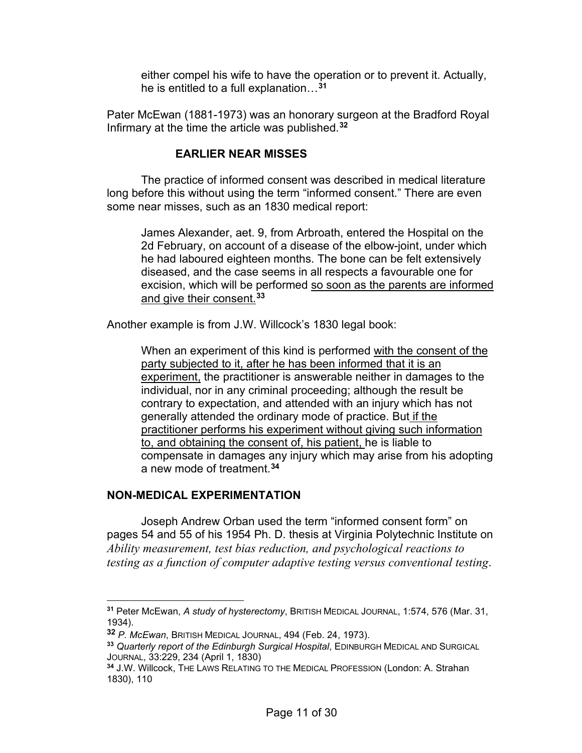> either compel his wife to have the operation or to prevent it. Actually, he is entitled to a full explanation…[31]

Pater McEwan (1881-1973) was an honorary surgeon at the Bradford Royal Infirmary at the time the article was published.[32]

### EARLIER NEAR MISSES

The practice of informed consent was described in medical literature long before this without using the term "informed consent." There are even some near misses, such as an 1830 medical report:

> James Alexander, aet. 9, from Arbroath, entered the Hospital on the 2d February, on account of a disease of the elbow-joint, under which he had laboured eighteen months. The bone can be felt extensively diseased, and the case seems in all respects a favourable one for excision, which will be performed <u>so soon as the parents are informed and give their consent.</u>[33]

Another example is from J.W. Willcock's 1830 legal book:

> When an experiment of this kind is performed <u>with the consent of the party subjected to it, after he has been informed that it is an experiment,</u> the practitioner is answerable neither in damages to the individual, nor in any criminal proceeding; although the result be contrary to expectation, and attended with an injury which has not generally attended the ordinary mode of practice. But <u>if the practitioner performs his experiment without giving such information to, and obtaining the consent of, his patient,</u> he is liable to compensate in damages any injury which may arise from his adopting a new mode of treatment.[34]

### NON-MEDICAL EXPERIMENTATION

Joseph Andrew Orban used the term "informed consent form" on pages 54 and 55 of his 1954 Ph. D. thesis at Virginia Polytechnic Institute on *Ability measurement, test bias reduction, and psychological reactions to testing as a function of computer adaptive testing versus conventional testing*.

---

[31] Peter McEwan, *A study of hysterectomy*, BRITISH MEDICAL JOURNAL, 1:574, 576 (Mar. 31, 1934).

[32] *P. McEwan*, BRITISH MEDICAL JOURNAL, 494 (Feb. 24, 1973).

[33] *Quarterly report of the Edinburgh Surgical Hospital*, EDINBURGH MEDICAL AND SURGICAL JOURNAL, 33:229, 234 (April 1, 1830)

[34] J.W. Willcock, THE LAWS RELATING TO THE MEDICAL PROFESSION (London: A. Strahan 1830), 110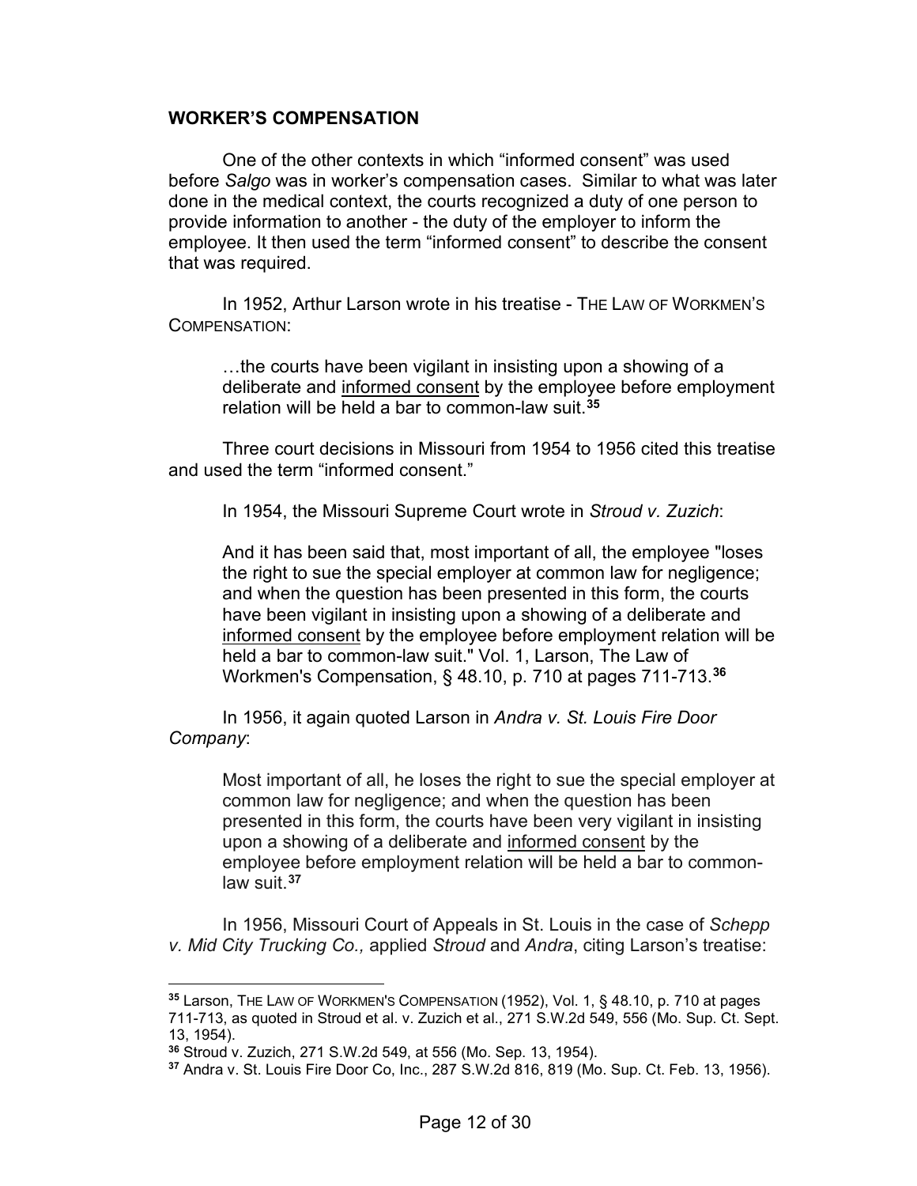## WORKER'S COMPENSATION

One of the other contexts in which "informed consent" was used before *Salgo* was in worker's compensation cases. Similar to what was later done in the medical context, the courts recognized a duty of one person to provide information to another - the duty of the employer to inform the employee. It then used the term "informed consent" to describe the consent that was required.

In 1952, Arthur Larson wrote in his treatise - THE LAW OF WORKMEN'S COMPENSATION:

> …the courts have been vigilant in insisting upon a showing of a deliberate and <u>informed consent</u> by the employee before employment relation will be held a bar to common-law suit.[35]

Three court decisions in Missouri from 1954 to 1956 cited this treatise and used the term "informed consent."

In 1954, the Missouri Supreme Court wrote in *Stroud v. Zuzich*:

> And it has been said that, most important of all, the employee "loses the right to sue the special employer at common law for negligence; and when the question has been presented in this form, the courts have been vigilant in insisting upon a showing of a deliberate and <u>informed consent</u> by the employee before employment relation will be held a bar to common-law suit." Vol. 1, Larson, The Law of Workmen's Compensation, § 48.10, p. 710 at pages 711-713.[36]

In 1956, it again quoted Larson in *Andra v. St. Louis Fire Door Company*:

> Most important of all, he loses the right to sue the special employer at common law for negligence; and when the question has been presented in this form, the courts have been very vigilant in insisting upon a showing of a deliberate and <u>informed consent</u> by the employee before employment relation will be held a bar to common-law suit.[37]

In 1956, Missouri Court of Appeals in St. Louis in the case of *Schepp v. Mid City Trucking Co.,* applied *Stroud* and *Andra*, citing Larson's treatise:

---

[35] Larson, THE LAW OF WORKMEN'S COMPENSATION (1952), Vol. 1, § 48.10, p. 710 at pages 711-713, as quoted in Stroud et al. v. Zuzich et al., 271 S.W.2d 549, 556 (Mo. Sup. Ct. Sept. 13, 1954).

[36] Stroud v. Zuzich, 271 S.W.2d 549, at 556 (Mo. Sep. 13, 1954).

[37] Andra v. St. Louis Fire Door Co, Inc., 287 S.W.2d 816, 819 (Mo. Sup. Ct. Feb. 13, 1956).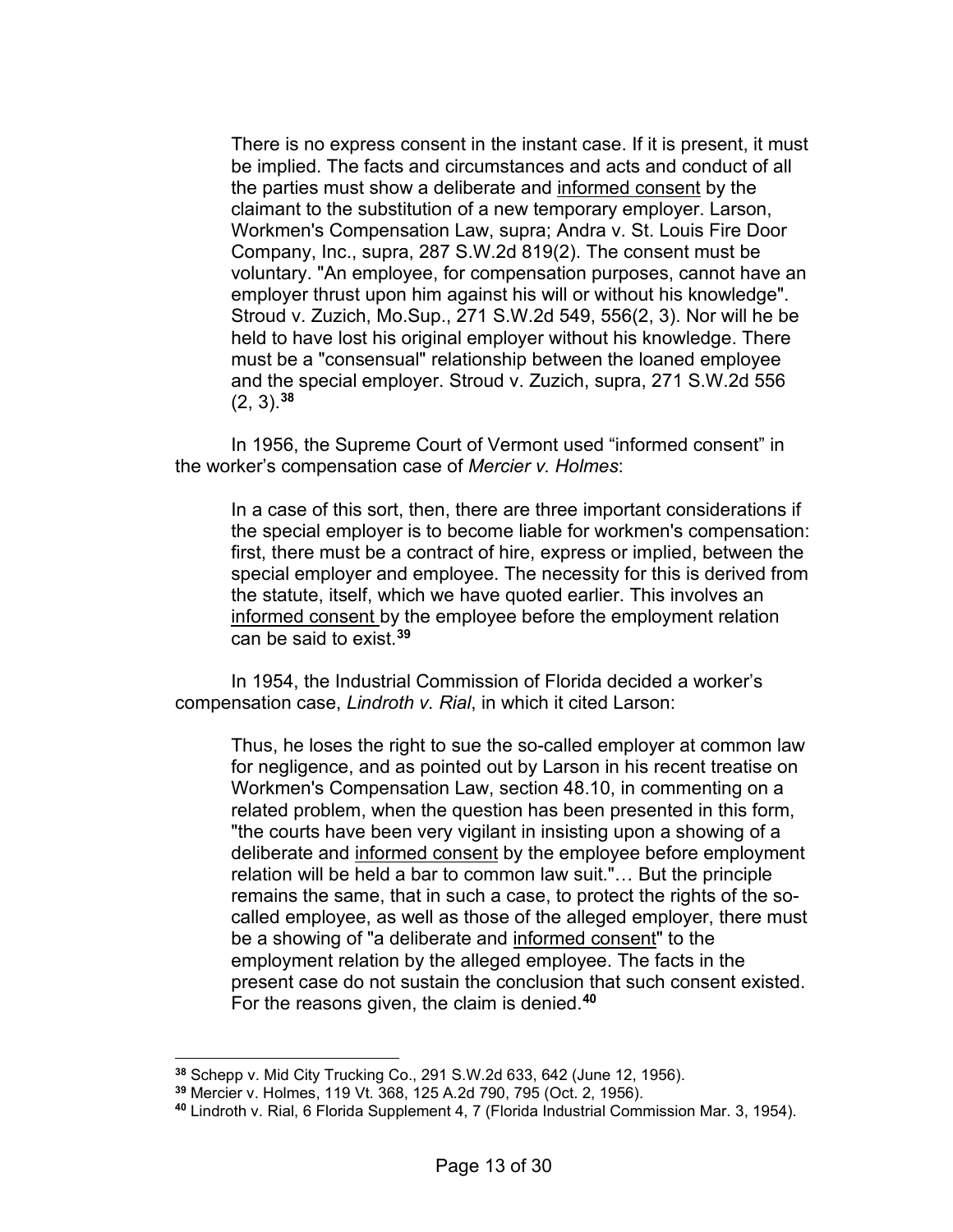> There is no express consent in the instant case. If it is present, it must be implied. The facts and circumstances and acts and conduct of all the parties must show a deliberate and <u>informed consent</u> by the claimant to the substitution of a new temporary employer. Larson, Workmen's Compensation Law, supra; Andra v. St. Louis Fire Door Company, Inc., supra, 287 S.W.2d 819(2). The consent must be voluntary. "An employee, for compensation purposes, cannot have an employer thrust upon him against his will or without his knowledge". Stroud v. Zuzich, Mo.Sup., 271 S.W.2d 549, 556(2, 3). Nor will he be held to have lost his original employer without his knowledge. There must be a "consensual" relationship between the loaned employee and the special employer. Stroud v. Zuzich, supra, 271 S.W.2d 556 (2, 3).[38]

In 1956, the Supreme Court of Vermont used "informed consent" in the worker's compensation case of *Mercier v. Holmes*:

> In a case of this sort, then, there are three important considerations if the special employer is to become liable for workmen's compensation: first, there must be a contract of hire, express or implied, between the special employer and employee. The necessity for this is derived from the statute, itself, which we have quoted earlier. This involves an <u>informed consent</u> by the employee before the employment relation can be said to exist.[39]

In 1954, the Industrial Commission of Florida decided a worker's compensation case, *Lindroth v. Rial*, in which it cited Larson:

> Thus, he loses the right to sue the so-called employer at common law for negligence, and as pointed out by Larson in his recent treatise on Workmen's Compensation Law, section 48.10, in commenting on a related problem, when the question has been presented in this form, "the courts have been very vigilant in insisting upon a showing of a deliberate and <u>informed consent</u> by the employee before employment relation will be held a bar to common law suit."… But the principle remains the same, that in such a case, to protect the rights of the so-called employee, as well as those of the alleged employer, there must be a showing of "a deliberate and <u>informed consent</u>" to the employment relation by the alleged employee. The facts in the present case do not sustain the conclusion that such consent existed. For the reasons given, the claim is denied.[40]

---

[38] Schepp v. Mid City Trucking Co., 291 S.W.2d 633, 642 (June 12, 1956).

[39] Mercier v. Holmes, 119 Vt. 368, 125 A.2d 790, 795 (Oct. 2, 1956).

[40] Lindroth v. Rial, 6 Florida Supplement 4, 7 (Florida Industrial Commission Mar. 3, 1954).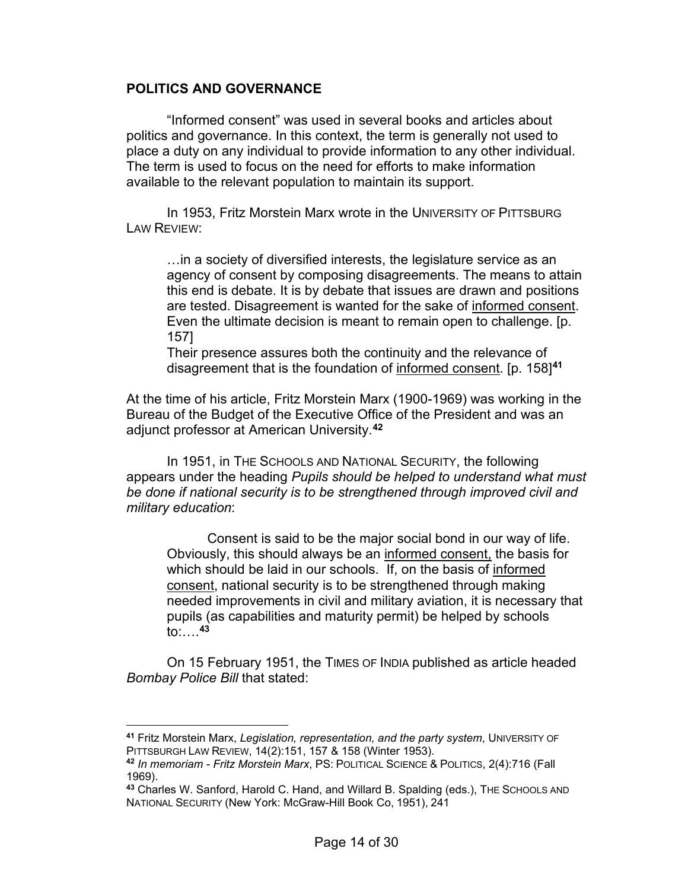## POLITICS AND GOVERNANCE

"Informed consent" was used in several books and articles about politics and governance. In this context, the term is generally not used to place a duty on any individual to provide information to any other individual. The term is used to focus on the need for efforts to make information available to the relevant population to maintain its support.

In 1953, Fritz Morstein Marx wrote in the UNIVERSITY OF PITTSBURG LAW REVIEW:

> …in a society of diversified interests, the legislature service as an agency of consent by composing disagreements. The means to attain this end is debate. It is by debate that issues are drawn and positions are tested. Disagreement is wanted for the sake of <u>informed consent</u>. Even the ultimate decision is meant to remain open to challenge. [p. 157]
>
> Their presence assures both the continuity and the relevance of disagreement that is the foundation of <u>informed consent</u>. [p. 158][41]

At the time of his article, Fritz Morstein Marx (1900-1969) was working in the Bureau of the Budget of the Executive Office of the President and was an adjunct professor at American University.[42]

In 1951, in THE SCHOOLS AND NATIONAL SECURITY, the following appears under the heading *Pupils should be helped to understand what must be done if national security is to be strengthened through improved civil and military education*:

> Consent is said to be the major social bond in our way of life. Obviously, this should always be an <u>informed consent,</u> the basis for which should be laid in our schools. If, on the basis of <u>informed consent</u>, national security is to be strengthened through making needed improvements in civil and military aviation, it is necessary that pupils (as capabilities and maturity permit) be helped by schools to:….[43]

On 15 February 1951, the TIMES OF INDIA published as article headed *Bombay Police Bill* that stated:

---

[41] Fritz Morstein Marx, *Legislation, representation, and the party system*, UNIVERSITY OF PITTSBURGH LAW REVIEW, 14(2):151, 157 & 158 (Winter 1953).

[42] *In memoriam - Fritz Morstein Marx*, PS: POLITICAL SCIENCE & POLITICS, 2(4):716 (Fall 1969).

[43] Charles W. Sanford, Harold C. Hand, and Willard B. Spalding (eds.), THE SCHOOLS AND NATIONAL SECURITY (New York: McGraw-Hill Book Co, 1951), 241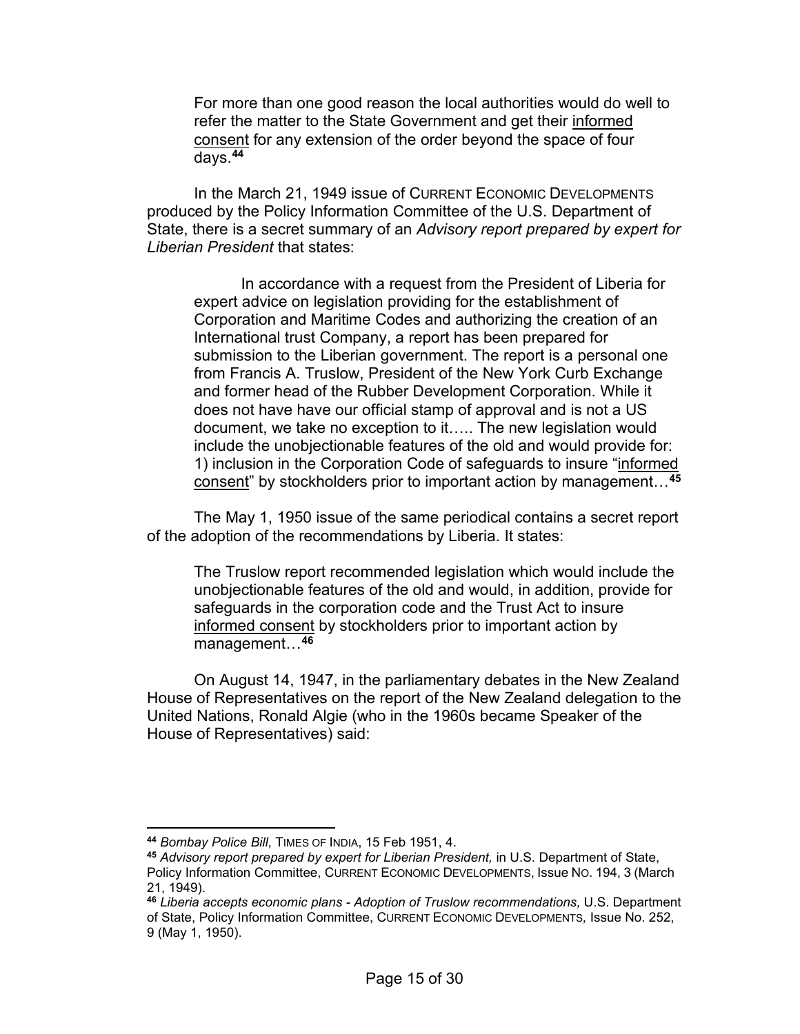> For more than one good reason the local authorities would do well to refer the matter to the State Government and get their informed consent for any extension of the order beyond the space of four days.[44]

In the March 21, 1949 issue of CURRENT ECONOMIC DEVELOPMENTS produced by the Policy Information Committee of the U.S. Department of State, there is a secret summary of an *Advisory report prepared by expert for Liberian President* that states:

> In accordance with a request from the President of Liberia for expert advice on legislation providing for the establishment of Corporation and Maritime Codes and authorizing the creation of an International trust Company, a report has been prepared for submission to the Liberian government. The report is a personal one from Francis A. Truslow, President of the New York Curb Exchange and former head of the Rubber Development Corporation. While it does not have have our official stamp of approval and is not a US document, we take no exception to it….. The new legislation would include the unobjectionable features of the old and would provide for: 1) inclusion in the Corporation Code of safeguards to insure "informed consent" by stockholders prior to important action by management…[45]

The May 1, 1950 issue of the same periodical contains a secret report of the adoption of the recommendations by Liberia. It states:

> The Truslow report recommended legislation which would include the unobjectionable features of the old and would, in addition, provide for safeguards in the corporation code and the Trust Act to insure informed consent by stockholders prior to important action by management…[46]

On August 14, 1947, in the parliamentary debates in the New Zealand House of Representatives on the report of the New Zealand delegation to the United Nations, Ronald Algie (who in the 1960s became Speaker of the House of Representatives) said:

---

[44] *Bombay Police Bill*, TIMES OF INDIA, 15 Feb 1951, 4.

[45] *Advisory report prepared by expert for Liberian President,* in U.S. Department of State, Policy Information Committee, CURRENT ECONOMIC DEVELOPMENTS, Issue NO. 194, 3 (March 21, 1949).

[46] *Liberia accepts economic plans - Adoption of Truslow recommendations,* U.S. Department of State, Policy Information Committee, CURRENT ECONOMIC DEVELOPMENTS*,* Issue No. 252, 9 (May 1, 1950).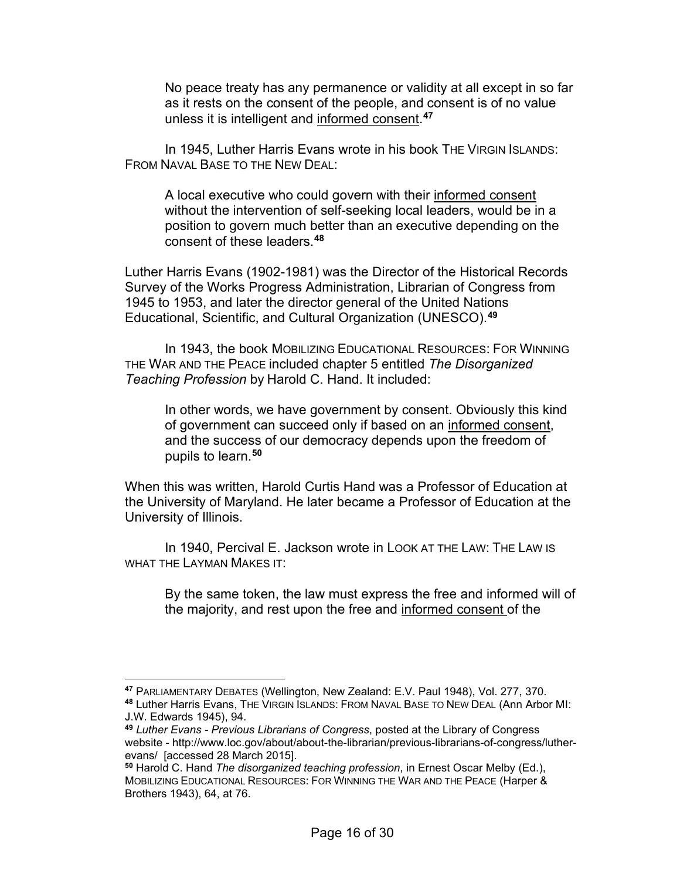> No peace treaty has any permanence or validity at all except in so far as it rests on the consent of the people, and consent is of no value unless it is intelligent and <u>informed consent</u>.[47]

In 1945, Luther Harris Evans wrote in his book THE VIRGIN ISLANDS: FROM NAVAL BASE TO THE NEW DEAL:

> A local executive who could govern with their <u>informed consent</u> without the intervention of self-seeking local leaders, would be in a position to govern much better than an executive depending on the consent of these leaders.[48]

Luther Harris Evans (1902-1981) was the Director of the Historical Records Survey of the Works Progress Administration, Librarian of Congress from 1945 to 1953, and later the director general of the United Nations Educational, Scientific, and Cultural Organization (UNESCO).[49]

In 1943, the book MOBILIZING EDUCATIONAL RESOURCES: FOR WINNING THE WAR AND THE PEACE included chapter 5 entitled *The Disorganized Teaching Profession* by Harold C. Hand. It included:

> In other words, we have government by consent. Obviously this kind of government can succeed only if based on an <u>informed consent</u>, and the success of our democracy depends upon the freedom of pupils to learn.[50]

When this was written, Harold Curtis Hand was a Professor of Education at the University of Maryland. He later became a Professor of Education at the University of Illinois.

In 1940, Percival E. Jackson wrote in LOOK AT THE LAW: THE LAW IS WHAT THE LAYMAN MAKES IT:

> By the same token, the law must express the free and informed will of the majority, and rest upon the free and <u>informed consent</u> of the

---

[47] PARLIAMENTARY DEBATES (Wellington, New Zealand: E.V. Paul 1948), Vol. 277, 370.

[48] Luther Harris Evans, THE VIRGIN ISLANDS: FROM NAVAL BASE TO NEW DEAL (Ann Arbor MI: J.W. Edwards 1945), 94.

[49] *Luther Evans - Previous Librarians of Congress*, posted at the Library of Congress website - http://www.loc.gov/about/about-the-librarian/previous-librarians-of-congress/luther-evans/ [accessed 28 March 2015].

[50] Harold C. Hand *The disorganized teaching profession*, in Ernest Oscar Melby (Ed.), MOBILIZING EDUCATIONAL RESOURCES: FOR WINNING THE WAR AND THE PEACE (Harper & Brothers 1943), 64, at 76.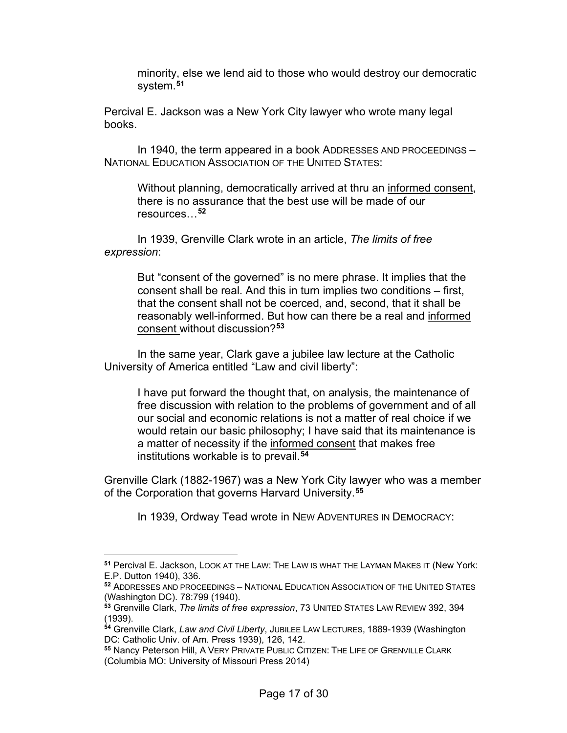> minority, else we lend aid to those who would destroy our democratic system.[51]

Percival E. Jackson was a New York City lawyer who wrote many legal books.

In 1940, the term appeared in a book ADDRESSES AND PROCEEDINGS – NATIONAL EDUCATION ASSOCIATION OF THE UNITED STATES:

> Without planning, democratically arrived at thru an <u>informed consent</u>, there is no assurance that the best use will be made of our resources…[52]

In 1939, Grenville Clark wrote in an article, *The limits of free expression*:

> But "consent of the governed" is no mere phrase. It implies that the consent shall be real. And this in turn implies two conditions – first, that the consent shall not be coerced, and, second, that it shall be reasonably well-informed. But how can there be a real and <u>informed consent</u> without discussion?[53]

In the same year, Clark gave a jubilee law lecture at the Catholic University of America entitled "Law and civil liberty":

> I have put forward the thought that, on analysis, the maintenance of free discussion with relation to the problems of government and of all our social and economic relations is not a matter of real choice if we would retain our basic philosophy; I have said that its maintenance is a matter of necessity if the <u>informed consent</u> that makes free institutions workable is to prevail.[54]

Grenville Clark (1882-1967) was a New York City lawyer who was a member of the Corporation that governs Harvard University.[55]

In 1939, Ordway Tead wrote in NEW ADVENTURES IN DEMOCRACY:

---

[51] Percival E. Jackson, LOOK AT THE LAW: THE LAW IS WHAT THE LAYMAN MAKES IT (New York: E.P. Dutton 1940), 336.

[52] ADDRESSES AND PROCEEDINGS – NATIONAL EDUCATION ASSOCIATION OF THE UNITED STATES (Washington DC). 78:799 (1940).

[53] Grenville Clark, *The limits of free expression*, 73 UNITED STATES LAW REVIEW 392, 394 (1939).

[54] Grenville Clark, *Law and Civil Liberty*, JUBILEE LAW LECTURES, 1889-1939 (Washington DC: Catholic Univ. of Am. Press 1939), 126, 142.

[55] Nancy Peterson Hill, A VERY PRIVATE PUBLIC CITIZEN: THE LIFE OF GRENVILLE CLARK (Columbia MO: University of Missouri Press 2014)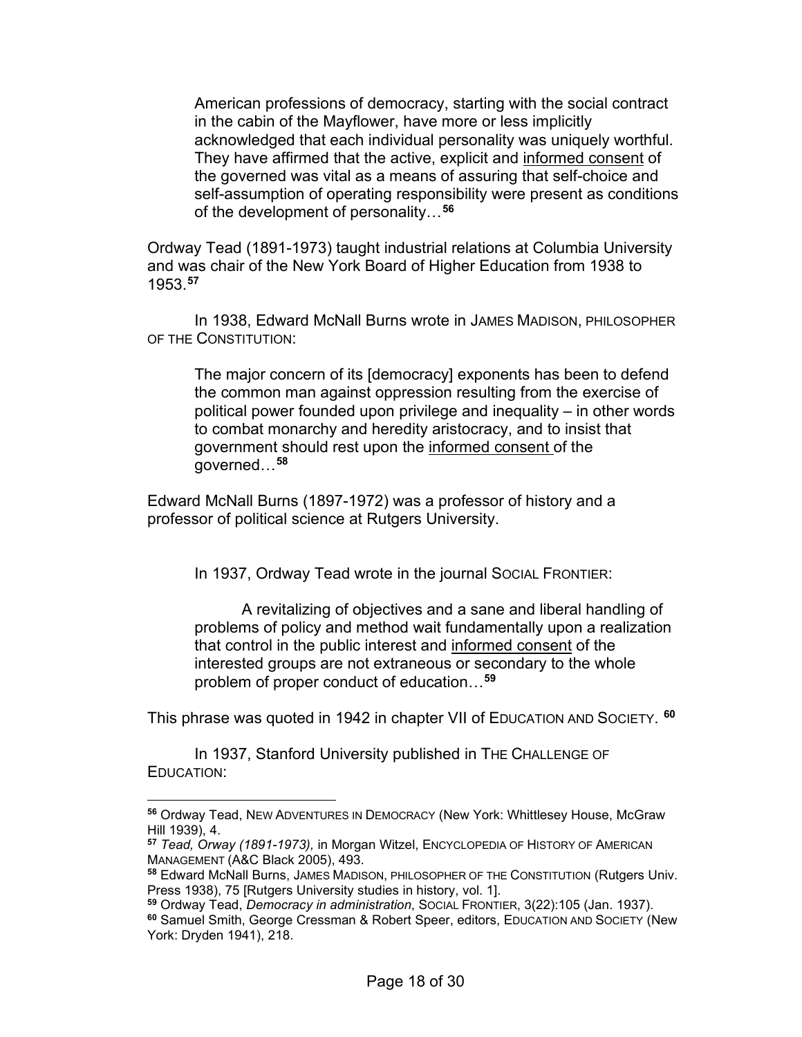> American professions of democracy, starting with the social contract in the cabin of the Mayflower, have more or less implicitly acknowledged that each individual personality was uniquely worthful. They have affirmed that the active, explicit and <u>informed consent</u> of the governed was vital as a means of assuring that self-choice and self-assumption of operating responsibility were present as conditions of the development of personality…[56]

Ordway Tead (1891-1973) taught industrial relations at Columbia University and was chair of the New York Board of Higher Education from 1938 to 1953.[57]

In 1938, Edward McNall Burns wrote in JAMES MADISON, PHILOSOPHER OF THE CONSTITUTION:

> The major concern of its [democracy] exponents has been to defend the common man against oppression resulting from the exercise of political power founded upon privilege and inequality – in other words to combat monarchy and heredity aristocracy, and to insist that government should rest upon the <u>informed consent</u> of the governed…[58]

Edward McNall Burns (1897-1972) was a professor of history and a professor of political science at Rutgers University.

In 1937, Ordway Tead wrote in the journal SOCIAL FRONTIER:

> A revitalizing of objectives and a sane and liberal handling of problems of policy and method wait fundamentally upon a realization that control in the public interest and <u>informed consent</u> of the interested groups are not extraneous or secondary to the whole problem of proper conduct of education…[59]

This phrase was quoted in 1942 in chapter VII of EDUCATION AND SOCIETY. [60]

In 1937, Stanford University published in THE CHALLENGE OF EDUCATION:

---

[56] Ordway Tead, NEW ADVENTURES IN DEMOCRACY (New York: Whittlesey House, McGraw Hill 1939), 4.

[57] *Tead, Orway (1891-1973),* in Morgan Witzel, ENCYCLOPEDIA OF HISTORY OF AMERICAN MANAGEMENT (A&C Black 2005), 493.

[58] Edward McNall Burns, JAMES MADISON, PHILOSOPHER OF THE CONSTITUTION (Rutgers Univ. Press 1938), 75 [Rutgers University studies in history, vol. 1].

[59] Ordway Tead, *Democracy in administration*, SOCIAL FRONTIER, 3(22):105 (Jan. 1937).

[60] Samuel Smith, George Cressman & Robert Speer, editors, EDUCATION AND SOCIETY (New York: Dryden 1941), 218.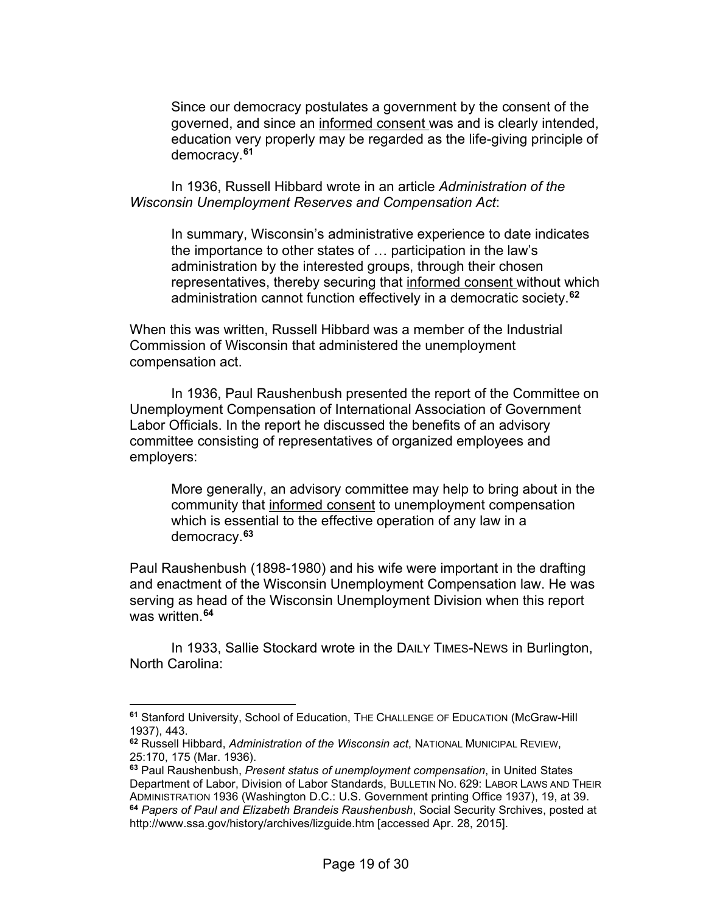> Since our democracy postulates a government by the consent of the governed, and since an <u>informed consent</u> was and is clearly intended, education very properly may be regarded as the life-giving principle of democracy.[61]

In 1936, Russell Hibbard wrote in an article *Administration of the Wisconsin Unemployment Reserves and Compensation Act*:

> In summary, Wisconsin's administrative experience to date indicates the importance to other states of … participation in the law's administration by the interested groups, through their chosen representatives, thereby securing that <u>informed consent</u> without which administration cannot function effectively in a democratic society.[62]

When this was written, Russell Hibbard was a member of the Industrial Commission of Wisconsin that administered the unemployment compensation act.

In 1936, Paul Raushenbush presented the report of the Committee on Unemployment Compensation of International Association of Government Labor Officials. In the report he discussed the benefits of an advisory committee consisting of representatives of organized employees and employers:

> More generally, an advisory committee may help to bring about in the community that <u>informed consent</u> to unemployment compensation which is essential to the effective operation of any law in a democracy.[63]

Paul Raushenbush (1898-1980) and his wife were important in the drafting and enactment of the Wisconsin Unemployment Compensation law. He was serving as head of the Wisconsin Unemployment Division when this report was written.[64]

In 1933, Sallie Stockard wrote in the DAILY TIMES-NEWS in Burlington, North Carolina:

---

[61] Stanford University, School of Education, THE CHALLENGE OF EDUCATION (McGraw-Hill 1937), 443.

[62] Russell Hibbard, *Administration of the Wisconsin act*, NATIONAL MUNICIPAL REVIEW, 25:170, 175 (Mar. 1936).

[63] Paul Raushenbush, *Present status of unemployment compensation*, in United States Department of Labor, Division of Labor Standards, BULLETIN NO. 629: LABOR LAWS AND THEIR ADMINISTRATION 1936 (Washington D.C.: U.S. Government printing Office 1937), 19, at 39.

[64] *Papers of Paul and Elizabeth Brandeis Raushenbush*, Social Security Srchives, posted at http://www.ssa.gov/history/archives/lizguide.htm [accessed Apr. 28, 2015].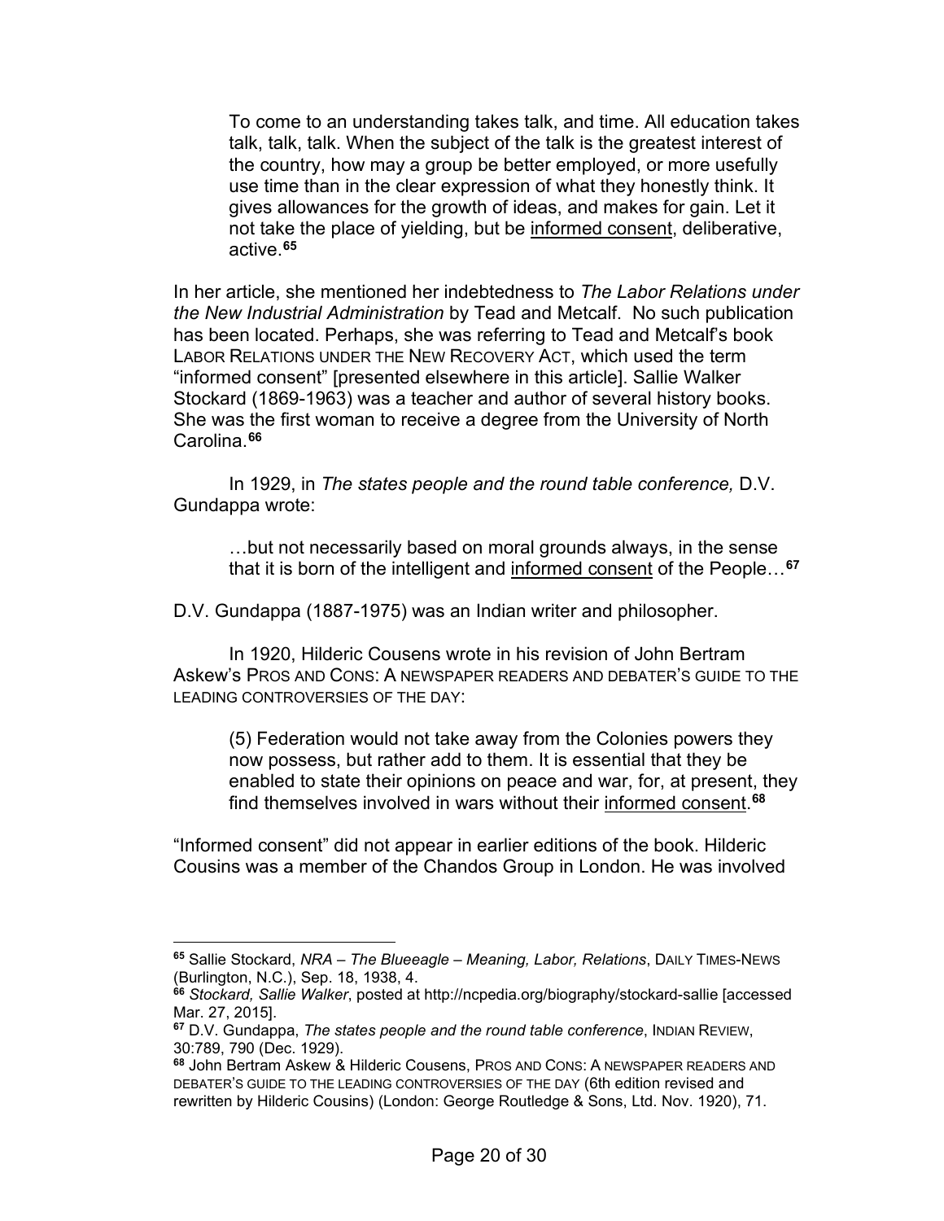> To come to an understanding takes talk, and time. All education takes talk, talk, talk. When the subject of the talk is the greatest interest of the country, how may a group be better employed, or more usefully use time than in the clear expression of what they honestly think. It gives allowances for the growth of ideas, and makes for gain. Let it not take the place of yielding, but be <u>informed consent</u>, deliberative, active.[65]

In her article, she mentioned her indebtedness to *The Labor Relations under the New Industrial Administration* by Tead and Metcalf. No such publication has been located. Perhaps, she was referring to Tead and Metcalf's book LABOR RELATIONS UNDER THE NEW RECOVERY ACT, which used the term "informed consent" [presented elsewhere in this article]. Sallie Walker Stockard (1869-1963) was a teacher and author of several history books. She was the first woman to receive a degree from the University of North Carolina.[66]

In 1929, in *The states people and the round table conference,* D.V. Gundappa wrote:

> …but not necessarily based on moral grounds always, in the sense that it is born of the intelligent and <u>informed consent</u> of the People…[67]

D.V. Gundappa (1887-1975) was an Indian writer and philosopher.

In 1920, Hilderic Cousens wrote in his revision of John Bertram Askew's PROS AND CONS: A NEWSPAPER READERS AND DEBATER'S GUIDE TO THE LEADING CONTROVERSIES OF THE DAY:

> (5) Federation would not take away from the Colonies powers they now possess, but rather add to them. It is essential that they be enabled to state their opinions on peace and war, for, at present, they find themselves involved in wars without their <u>informed consent</u>.[68]

"Informed consent" did not appear in earlier editions of the book. Hilderic Cousins was a member of the Chandos Group in London. He was involved

---

[65] Sallie Stockard, *NRA – The Blueeagle – Meaning, Labor, Relations*, DAILY TIMES-NEWS (Burlington, N.C.), Sep. 18, 1938, 4.

[66] *Stockard, Sallie Walker*, posted at http://ncpedia.org/biography/stockard-sallie [accessed Mar. 27, 2015].

[67] D.V. Gundappa, *The states people and the round table conference*, INDIAN REVIEW, 30:789, 790 (Dec. 1929).

[68] John Bertram Askew & Hilderic Cousens, PROS AND CONS: A NEWSPAPER READERS AND DEBATER'S GUIDE TO THE LEADING CONTROVERSIES OF THE DAY (6th edition revised and rewritten by Hilderic Cousins) (London: George Routledge & Sons, Ltd. Nov. 1920), 71.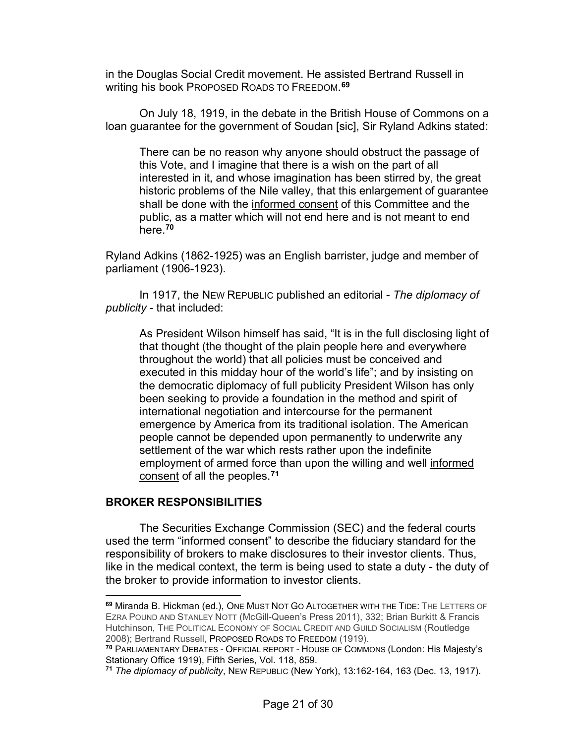in the Douglas Social Credit movement. He assisted Bertrand Russell in writing his book PROPOSED ROADS TO FREEDOM.[69]

On July 18, 1919, in the debate in the British House of Commons on a loan guarantee for the government of Soudan [sic], Sir Ryland Adkins stated:

> There can be no reason why anyone should obstruct the passage of this Vote, and I imagine that there is a wish on the part of all interested in it, and whose imagination has been stirred by, the great historic problems of the Nile valley, that this enlargement of guarantee shall be done with the <u>informed consent</u> of this Committee and the public, as a matter which will not end here and is not meant to end here.[70]

Ryland Adkins (1862-1925) was an English barrister, judge and member of parliament (1906-1923).

In 1917, the NEW REPUBLIC published an editorial - *The diplomacy of publicity* - that included:

> As President Wilson himself has said, "It is in the full disclosing light of that thought (the thought of the plain people here and everywhere throughout the world) that all policies must be conceived and executed in this midday hour of the world's life"; and by insisting on the democratic diplomacy of full publicity President Wilson has only been seeking to provide a foundation in the method and spirit of international negotiation and intercourse for the permanent emergence by America from its traditional isolation. The American people cannot be depended upon permanently to underwrite any settlement of the war which rests rather upon the indefinite employment of armed force than upon the willing and well <u>informed consent</u> of all the peoples.[71]

## BROKER RESPONSIBILITIES

The Securities Exchange Commission (SEC) and the federal courts used the term "informed consent" to describe the fiduciary standard for the responsibility of brokers to make disclosures to their investor clients. Thus, like in the medical context, the term is being used to state a duty - the duty of the broker to provide information to investor clients.

---

[69] Miranda B. Hickman (ed.), ONE MUST NOT GO ALTOGETHER WITH THE TIDE: THE LETTERS OF EZRA POUND AND STANLEY NOTT (McGill-Queen's Press 2011), 332; Brian Burkitt & Francis Hutchinson, THE POLITICAL ECONOMY OF SOCIAL CREDIT AND GUILD SOCIALISM (Routledge 2008); Bertrand Russell, PROPOSED ROADS TO FREEDOM (1919).

[70] PARLIAMENTARY DEBATES - OFFICIAL REPORT - HOUSE OF COMMONS (London: His Majesty's Stationary Office 1919), Fifth Series, Vol. 118, 859.

[71] *The diplomacy of publicity*, NEW REPUBLIC (New York), 13:162-164, 163 (Dec. 13, 1917).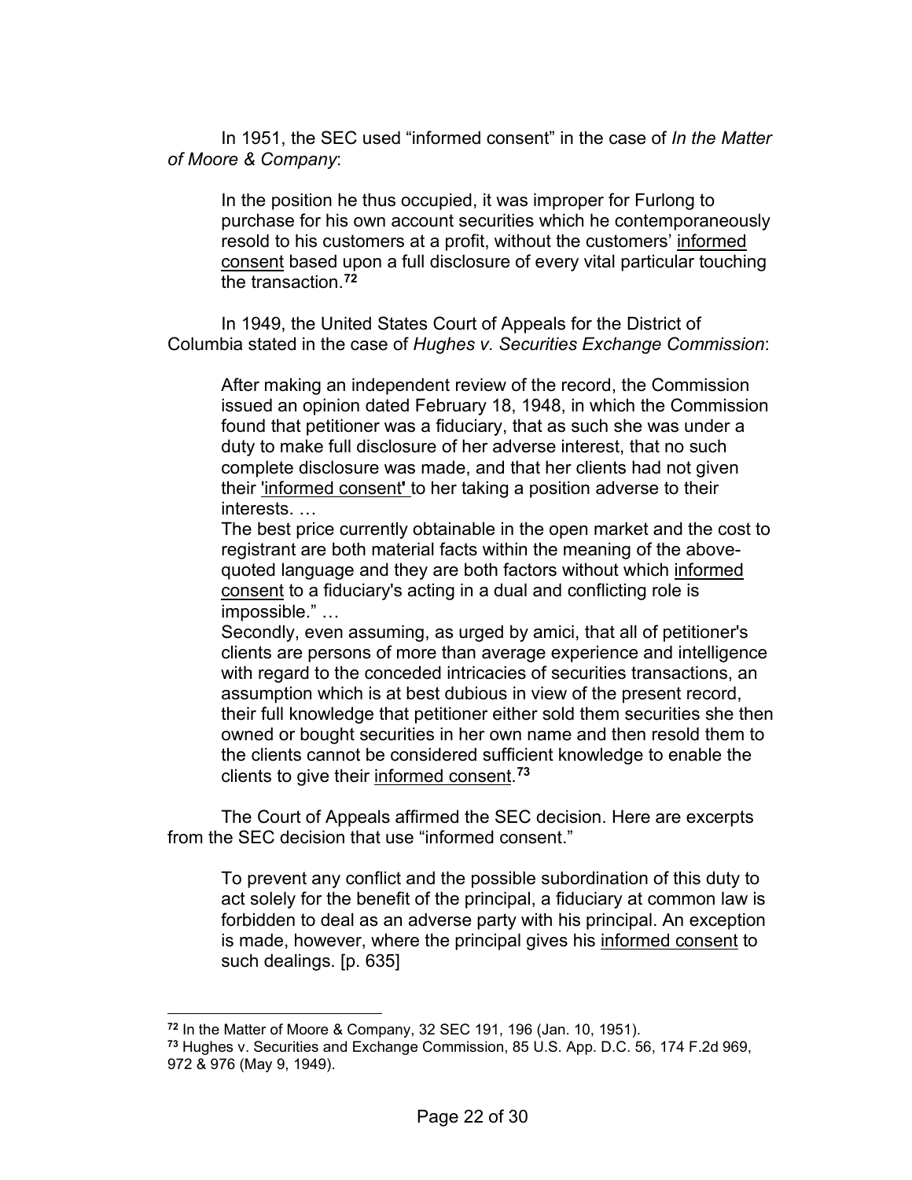In 1951, the SEC used "informed consent" in the case of *In the Matter of Moore & Company*:

> In the position he thus occupied, it was improper for Furlong to purchase for his own account securities which he contemporaneously resold to his customers at a profit, without the customers' <u>informed consent</u> based upon a full disclosure of every vital particular touching the transaction.[72]

In 1949, the United States Court of Appeals for the District of Columbia stated in the case of *Hughes v. Securities Exchange Commission*:

> After making an independent review of the record, the Commission issued an opinion dated February 18, 1948, in which the Commission found that petitioner was a fiduciary, that as such she was under a duty to make full disclosure of her adverse interest, that no such complete disclosure was made, and that her clients had not given their <u>'informed consent'</u> to her taking a position adverse to their interests. …
>
> The best price currently obtainable in the open market and the cost to registrant are both material facts within the meaning of the above-quoted language and they are both factors without which <u>informed consent</u> to a fiduciary's acting in a dual and conflicting role is impossible." …
>
> Secondly, even assuming, as urged by amici, that all of petitioner's clients are persons of more than average experience and intelligence with regard to the conceded intricacies of securities transactions, an assumption which is at best dubious in view of the present record, their full knowledge that petitioner either sold them securities she then owned or bought securities in her own name and then resold them to the clients cannot be considered sufficient knowledge to enable the clients to give their <u>informed consent</u>.[73]

The Court of Appeals affirmed the SEC decision. Here are excerpts from the SEC decision that use "informed consent."

> To prevent any conflict and the possible subordination of this duty to act solely for the benefit of the principal, a fiduciary at common law is forbidden to deal as an adverse party with his principal. An exception is made, however, where the principal gives his <u>informed consent</u> to such dealings. [p. 635]

---

[72] In the Matter of Moore & Company, 32 SEC 191, 196 (Jan. 10, 1951).

[73] Hughes v. Securities and Exchange Commission, 85 U.S. App. D.C. 56, 174 F.2d 969, 972 & 976 (May 9, 1949).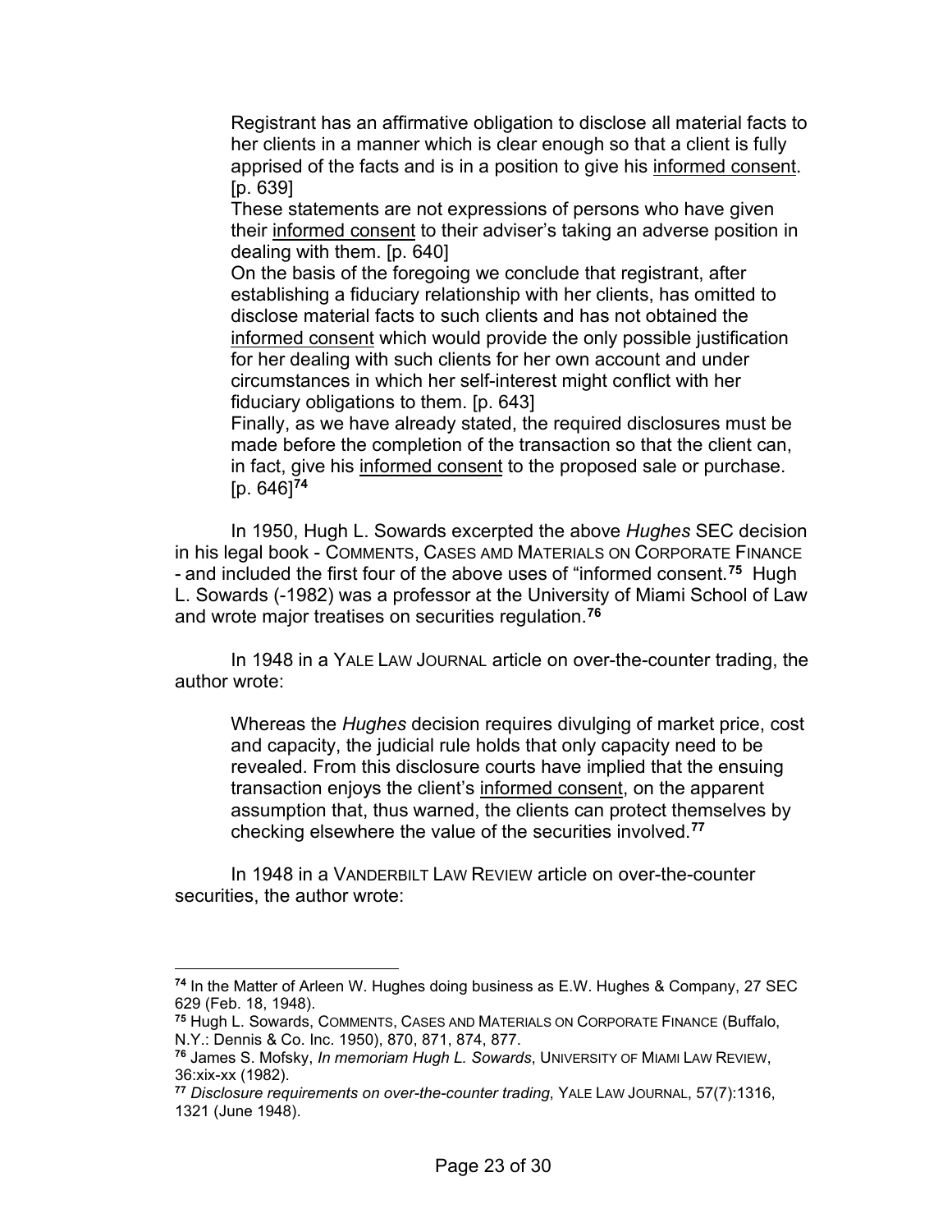> Registrant has an affirmative obligation to disclose all material facts to her clients in a manner which is clear enough so that a client is fully apprised of the facts and is in a position to give his <u>informed consent</u>. [p. 639]
> These statements are not expressions of persons who have given their <u>informed consent</u> to their adviser's taking an adverse position in dealing with them. [p. 640]
> On the basis of the foregoing we conclude that registrant, after establishing a fiduciary relationship with her clients, has omitted to disclose material facts to such clients and has not obtained the <u>informed consent</u> which would provide the only possible justification for her dealing with such clients for her own account and under circumstances in which her self-interest might conflict with her fiduciary obligations to them. [p. 643]
> Finally, as we have already stated, the required disclosures must be made before the completion of the transaction so that the client can, in fact, give his <u>informed consent</u> to the proposed sale or purchase. [p. 646][74]

In 1950, Hugh L. Sowards excerpted the above *Hughes* SEC decision in his legal book - COMMENTS, CASES AMD MATERIALS ON CORPORATE FINANCE - and included the first four of the above uses of "informed consent.[75] Hugh L. Sowards (-1982) was a professor at the University of Miami School of Law and wrote major treatises on securities regulation.[76]

In 1948 in a YALE LAW JOURNAL article on over-the-counter trading, the author wrote:

> Whereas the *Hughes* decision requires divulging of market price, cost and capacity, the judicial rule holds that only capacity need to be revealed. From this disclosure courts have implied that the ensuing transaction enjoys the client's <u>informed consent</u>, on the apparent assumption that, thus warned, the clients can protect themselves by checking elsewhere the value of the securities involved.[77]

In 1948 in a VANDERBILT LAW REVIEW article on over-the-counter securities, the author wrote:

---

[74] In the Matter of Arleen W. Hughes doing business as E.W. Hughes & Company, 27 SEC 629 (Feb. 18, 1948).

[75] Hugh L. Sowards, COMMENTS, CASES AND MATERIALS ON CORPORATE FINANCE (Buffalo, N.Y.: Dennis & Co. Inc. 1950), 870, 871, 874, 877.

[76] James S. Mofsky, *In memoriam Hugh L. Sowards*, UNIVERSITY OF MIAMI LAW REVIEW, 36:xix-xx (1982).

[77] *Disclosure requirements on over-the-counter trading*, YALE LAW JOURNAL, 57(7):1316, 1321 (June 1948).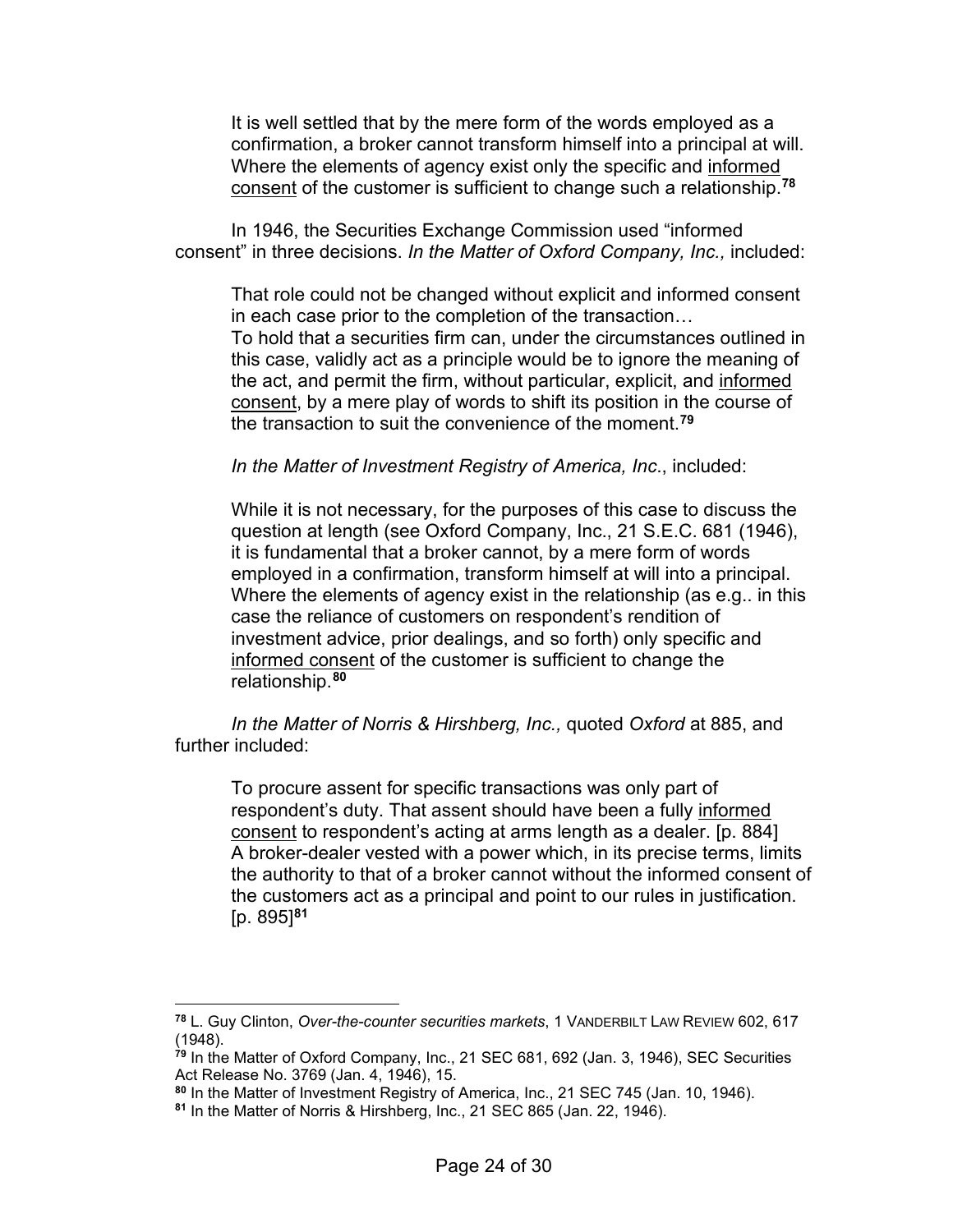> It is well settled that by the mere form of the words employed as a confirmation, a broker cannot transform himself into a principal at will. Where the elements of agency exist only the specific and informed consent of the customer is sufficient to change such a relationship.[78]

In 1946, the Securities Exchange Commission used "informed consent" in three decisions. *In the Matter of Oxford Company, Inc.,* included:

> That role could not be changed without explicit and informed consent in each case prior to the completion of the transaction…
> To hold that a securities firm can, under the circumstances outlined in this case, validly act as a principle would be to ignore the meaning of the act, and permit the firm, without particular, explicit, and informed consent, by a mere play of words to shift its position in the course of the transaction to suit the convenience of the moment.[79]

*In the Matter of Investment Registry of America, Inc*., included:

> While it is not necessary, for the purposes of this case to discuss the question at length (see Oxford Company, Inc., 21 S.E.C. 681 (1946), it is fundamental that a broker cannot, by a mere form of words employed in a confirmation, transform himself at will into a principal. Where the elements of agency exist in the relationship (as e.g.. in this case the reliance of customers on respondent's rendition of investment advice, prior dealings, and so forth) only specific and informed consent of the customer is sufficient to change the relationship.[80]

*In the Matter of Norris & Hirshberg, Inc.,* quoted *Oxford* at 885, and further included:

> To procure assent for specific transactions was only part of respondent's duty. That assent should have been a fully informed consent to respondent's acting at arms length as a dealer. [p. 884]
> A broker-dealer vested with a power which, in its precise terms, limits the authority to that of a broker cannot without the informed consent of the customers act as a principal and point to our rules in justification. [p. 895][81]

---

[78] L. Guy Clinton, *Over-the-counter securities markets*, 1 VANDERBILT LAW REVIEW 602, 617 (1948).

[79] In the Matter of Oxford Company, Inc., 21 SEC 681, 692 (Jan. 3, 1946), SEC Securities Act Release No. 3769 (Jan. 4, 1946), 15.

[80] In the Matter of Investment Registry of America, Inc., 21 SEC 745 (Jan. 10, 1946).

[81] In the Matter of Norris & Hirshberg, Inc., 21 SEC 865 (Jan. 22, 1946).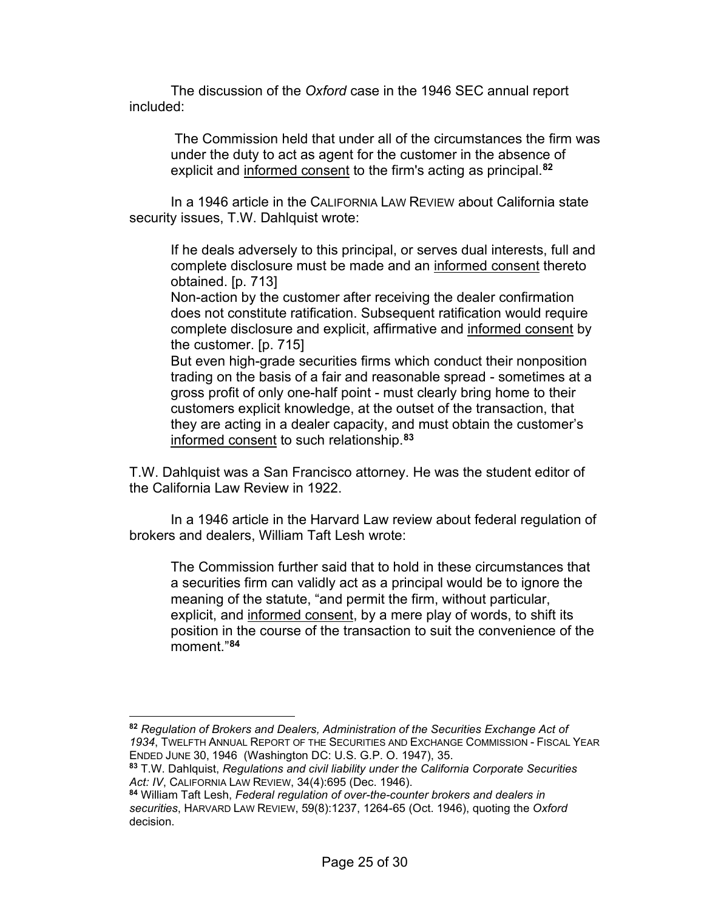The discussion of the *Oxford* case in the 1946 SEC annual report included:

> The Commission held that under all of the circumstances the firm was under the duty to act as agent for the customer in the absence of explicit and <u>informed consent</u> to the firm's acting as principal.[82]

In a 1946 article in the CALIFORNIA LAW REVIEW about California state security issues, T.W. Dahlquist wrote:

> If he deals adversely to this principal, or serves dual interests, full and complete disclosure must be made and an <u>informed consent</u> thereto obtained. [p. 713]
> Non-action by the customer after receiving the dealer confirmation does not constitute ratification. Subsequent ratification would require complete disclosure and explicit, affirmative and <u>informed consent</u> by the customer. [p. 715]
> But even high-grade securities firms which conduct their nonposition trading on the basis of a fair and reasonable spread - sometimes at a gross profit of only one-half point - must clearly bring home to their customers explicit knowledge, at the outset of the transaction, that they are acting in a dealer capacity, and must obtain the customer's <u>informed consent</u> to such relationship.[83]

T.W. Dahlquist was a San Francisco attorney. He was the student editor of the California Law Review in 1922.

In a 1946 article in the Harvard Law review about federal regulation of brokers and dealers, William Taft Lesh wrote:

> The Commission further said that to hold in these circumstances that a securities firm can validly act as a principal would be to ignore the meaning of the statute, "and permit the firm, without particular, explicit, and <u>informed consent</u>, by a mere play of words, to shift its position in the course of the transaction to suit the convenience of the moment."[84]

---

[82] *Regulation of Brokers and Dealers, Administration of the Securities Exchange Act of 1934*, TWELFTH ANNUAL REPORT OF THE SECURITIES AND EXCHANGE COMMISSION - FISCAL YEAR ENDED JUNE 30, 1946 (Washington DC: U.S. G.P. O. 1947), 35.

[83] T.W. Dahlquist, *Regulations and civil liability under the California Corporate Securities Act: IV*, CALIFORNIA LAW REVIEW, 34(4):695 (Dec. 1946).

[84] William Taft Lesh, *Federal regulation of over-the-counter brokers and dealers in securities*, HARVARD LAW REVIEW, 59(8):1237, 1264-65 (Oct. 1946), quoting the *Oxford* decision.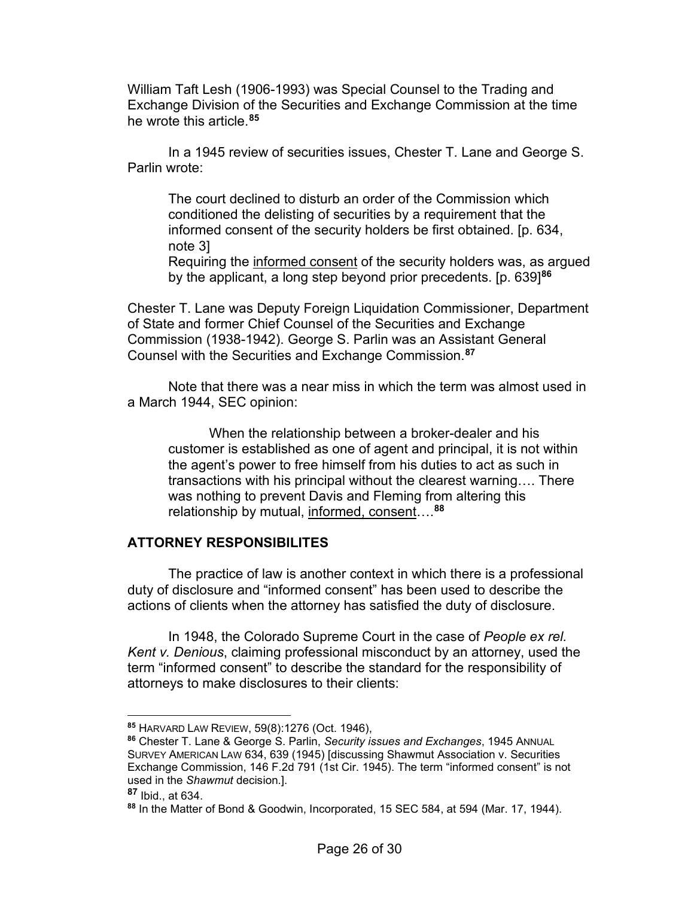William Taft Lesh (1906-1993) was Special Counsel to the Trading and Exchange Division of the Securities and Exchange Commission at the time he wrote this article.[85]

In a 1945 review of securities issues, Chester T. Lane and George S. Parlin wrote:

> The court declined to disturb an order of the Commission which conditioned the delisting of securities by a requirement that the informed consent of the security holders be first obtained. [p. 634, note 3]
> Requiring the <u>informed consent</u> of the security holders was, as argued by the applicant, a long step beyond prior precedents. [p. 639][86]

Chester T. Lane was Deputy Foreign Liquidation Commissioner, Department of State and former Chief Counsel of the Securities and Exchange Commission (1938-1942). George S. Parlin was an Assistant General Counsel with the Securities and Exchange Commission.[87]

Note that there was a near miss in which the term was almost used in a March 1944, SEC opinion:

> When the relationship between a broker-dealer and his customer is established as one of agent and principal, it is not within the agent's power to free himself from his duties to act as such in transactions with his principal without the clearest warning…. There was nothing to prevent Davis and Fleming from altering this relationship by mutual, <u>informed, consent</u>….[88]

## ATTORNEY RESPONSIBILITES

The practice of law is another context in which there is a professional duty of disclosure and "informed consent" has been used to describe the actions of clients when the attorney has satisfied the duty of disclosure.

In 1948, the Colorado Supreme Court in the case of *People ex rel. Kent v. Denious*, claiming professional misconduct by an attorney, used the term "informed consent" to describe the standard for the responsibility of attorneys to make disclosures to their clients:

---

[85] HARVARD LAW REVIEW, 59(8):1276 (Oct. 1946),

[86] Chester T. Lane & George S. Parlin, *Security issues and Exchanges*, 1945 ANNUAL SURVEY AMERICAN LAW 634, 639 (1945) [discussing Shawmut Association v. Securities Exchange Commission, 146 F.2d 791 (1st Cir. 1945). The term "informed consent" is not used in the *Shawmut* decision.].

[87] Ibid., at 634.

[88] In the Matter of Bond & Goodwin, Incorporated, 15 SEC 584, at 594 (Mar. 17, 1944).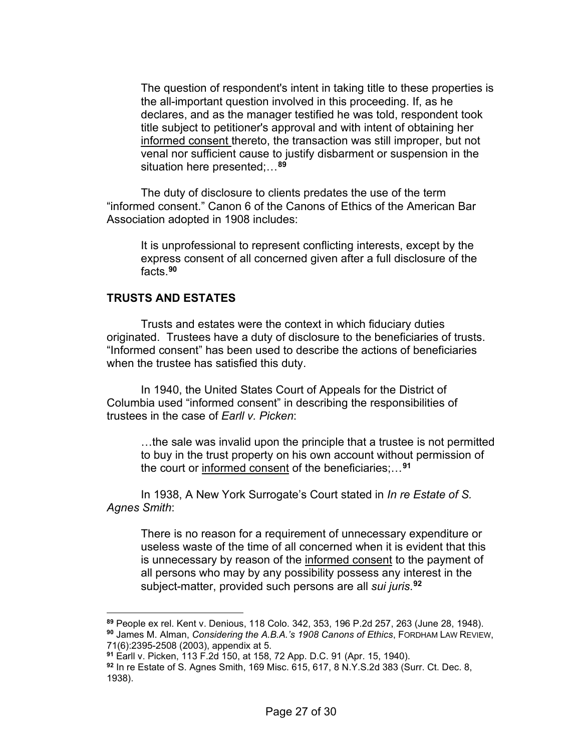> The question of respondent's intent in taking title to these properties is the all-important question involved in this proceeding. If, as he declares, and as the manager testified he was told, respondent took title subject to petitioner's approval and with intent of obtaining her informed consent thereto, the transaction was still improper, but not venal nor sufficient cause to justify disbarment or suspension in the situation here presented;…[89]

The duty of disclosure to clients predates the use of the term "informed consent." Canon 6 of the Canons of Ethics of the American Bar Association adopted in 1908 includes:

> It is unprofessional to represent conflicting interests, except by the express consent of all concerned given after a full disclosure of the facts.[90]

## TRUSTS AND ESTATES

Trusts and estates were the context in which fiduciary duties originated. Trustees have a duty of disclosure to the beneficiaries of trusts. "Informed consent" has been used to describe the actions of beneficiaries when the trustee has satisfied this duty.

In 1940, the United States Court of Appeals for the District of Columbia used "informed consent" in describing the responsibilities of trustees in the case of *Earll v. Picken*:

> …the sale was invalid upon the principle that a trustee is not permitted to buy in the trust property on his own account without permission of the court or informed consent of the beneficiaries;…[91]

In 1938, A New York Surrogate's Court stated in *In re Estate of S. Agnes Smith*:

> There is no reason for a requirement of unnecessary expenditure or useless waste of the time of all concerned when it is evident that this is unnecessary by reason of the informed consent to the payment of all persons who may by any possibility possess any interest in the subject-matter, provided such persons are all *sui juris*.[92]

---

[89] People ex rel. Kent v. Denious, 118 Colo. 342, 353, 196 P.2d 257, 263 (June 28, 1948).
[90] James M. Alman, *Considering the A.B.A.'s 1908 Canons of Ethics*, FORDHAM LAW REVIEW, 71(6):2395-2508 (2003), appendix at 5.
[91] Earll v. Picken, 113 F.2d 150, at 158, 72 App. D.C. 91 (Apr. 15, 1940).
[92] In re Estate of S. Agnes Smith, 169 Misc. 615, 617, 8 N.Y.S.2d 383 (Surr. Ct. Dec. 8, 1938).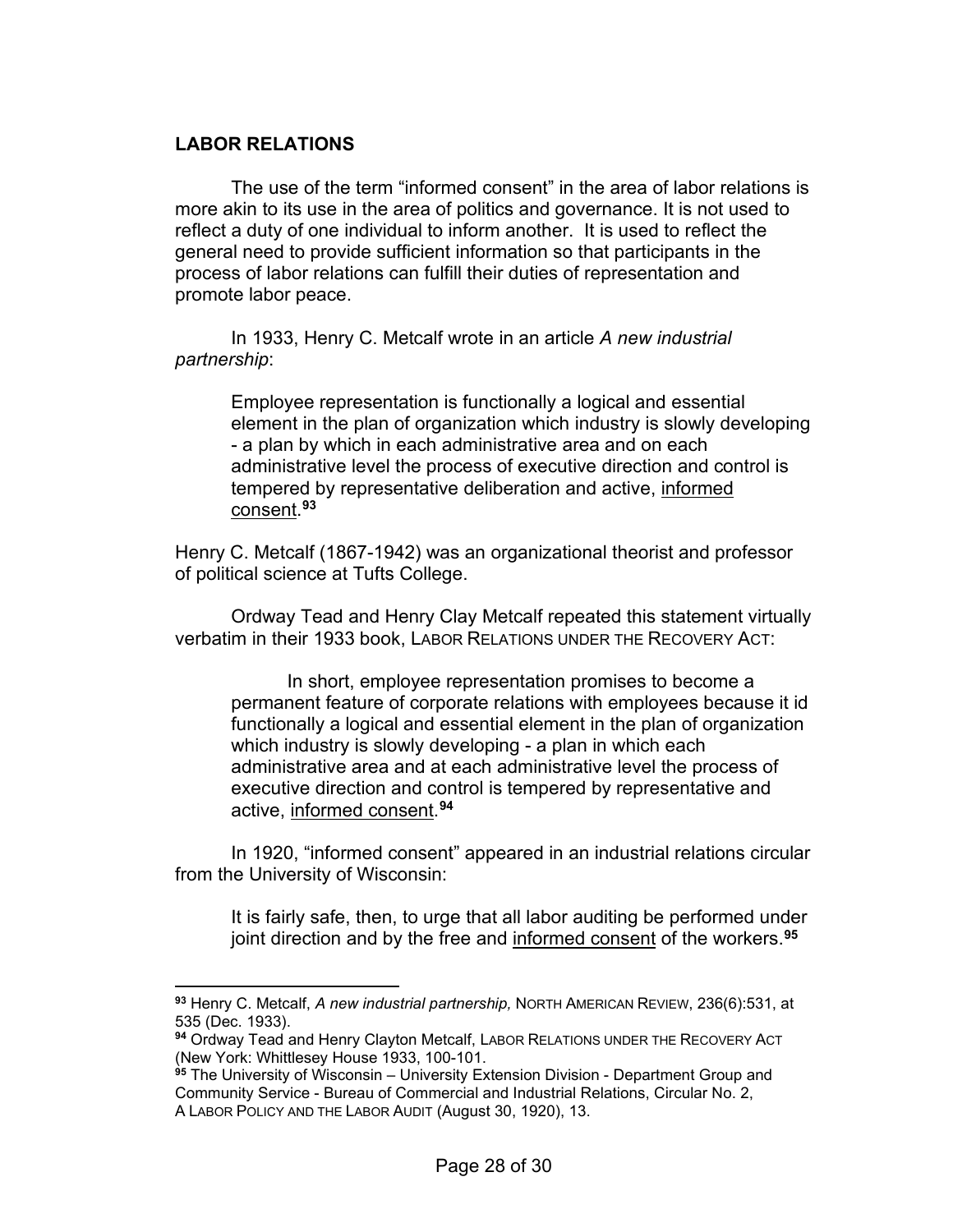**LABOR RELATIONS**

The use of the term "informed consent" in the area of labor relations is more akin to its use in the area of politics and governance. It is not used to reflect a duty of one individual to inform another. It is used to reflect the general need to provide sufficient information so that participants in the process of labor relations can fulfill their duties of representation and promote labor peace.

In 1933, Henry C. Metcalf wrote in an article *A new industrial partnership*:

> Employee representation is functionally a logical and essential element in the plan of organization which industry is slowly developing - a plan by which in each administrative area and on each administrative level the process of executive direction and control is tempered by representative deliberation and active, <u>informed consent</u>.[93]

Henry C. Metcalf (1867-1942) was an organizational theorist and professor of political science at Tufts College.

Ordway Tead and Henry Clay Metcalf repeated this statement virtually verbatim in their 1933 book, LABOR RELATIONS UNDER THE RECOVERY ACT:

> In short, employee representation promises to become a permanent feature of corporate relations with employees because it id functionally a logical and essential element in the plan of organization which industry is slowly developing - a plan in which each administrative area and at each administrative level the process of executive direction and control is tempered by representative and active, <u>informed consent</u>.[94]

In 1920, "informed consent" appeared in an industrial relations circular from the University of Wisconsin:

> It is fairly safe, then, to urge that all labor auditing be performed under joint direction and by the free and <u>informed consent</u> of the workers.[95]

---

[93] Henry C. Metcalf, *A new industrial partnership,* NORTH AMERICAN REVIEW, 236(6):531, at 535 (Dec. 1933).

[94] Ordway Tead and Henry Clayton Metcalf, LABOR RELATIONS UNDER THE RECOVERY ACT (New York: Whittlesey House 1933, 100-101.

[95] The University of Wisconsin – University Extension Division - Department Group and Community Service - Bureau of Commercial and Industrial Relations, Circular No. 2, A LABOR POLICY AND THE LABOR AUDIT (August 30, 1920), 13.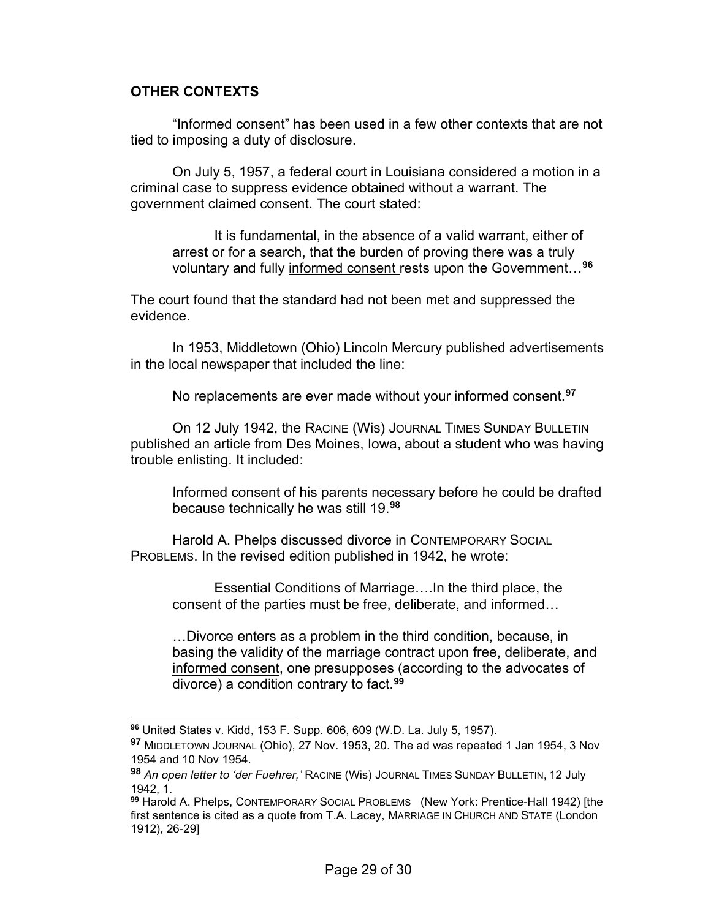## OTHER CONTEXTS

"Informed consent" has been used in a few other contexts that are not tied to imposing a duty of disclosure.

On July 5, 1957, a federal court in Louisiana considered a motion in a criminal case to suppress evidence obtained without a warrant. The government claimed consent. The court stated:

> It is fundamental, in the absence of a valid warrant, either of arrest or for a search, that the burden of proving there was a truly voluntary and fully <u>informed consent</u> rests upon the Government…[96]

The court found that the standard had not been met and suppressed the evidence.

In 1953, Middletown (Ohio) Lincoln Mercury published advertisements in the local newspaper that included the line:

> No replacements are ever made without your <u>informed consent</u>.[97]

On 12 July 1942, the RACINE (Wis) JOURNAL TIMES SUNDAY BULLETIN published an article from Des Moines, Iowa, about a student who was having trouble enlisting. It included:

> <u>Informed consent</u> of his parents necessary before he could be drafted because technically he was still 19.[98]

Harold A. Phelps discussed divorce in CONTEMPORARY SOCIAL PROBLEMS. In the revised edition published in 1942, he wrote:

> Essential Conditions of Marriage….In the third place, the consent of the parties must be free, deliberate, and informed…
>
> …Divorce enters as a problem in the third condition, because, in basing the validity of the marriage contract upon free, deliberate, and <u>informed consent</u>, one presupposes (according to the advocates of divorce) a condition contrary to fact.[99]

---

[96] United States v. Kidd, 153 F. Supp. 606, 609 (W.D. La. July 5, 1957).

[97] MIDDLETOWN JOURNAL (Ohio), 27 Nov. 1953, 20. The ad was repeated 1 Jan 1954, 3 Nov 1954 and 10 Nov 1954.

[98] *An open letter to 'der Fuehrer,'* RACINE (Wis) JOURNAL TIMES SUNDAY BULLETIN, 12 July 1942, 1.

[99] Harold A. Phelps, CONTEMPORARY SOCIAL PROBLEMS (New York: Prentice-Hall 1942) [the first sentence is cited as a quote from T.A. Lacey, MARRIAGE IN CHURCH AND STATE (London 1912), 26-29]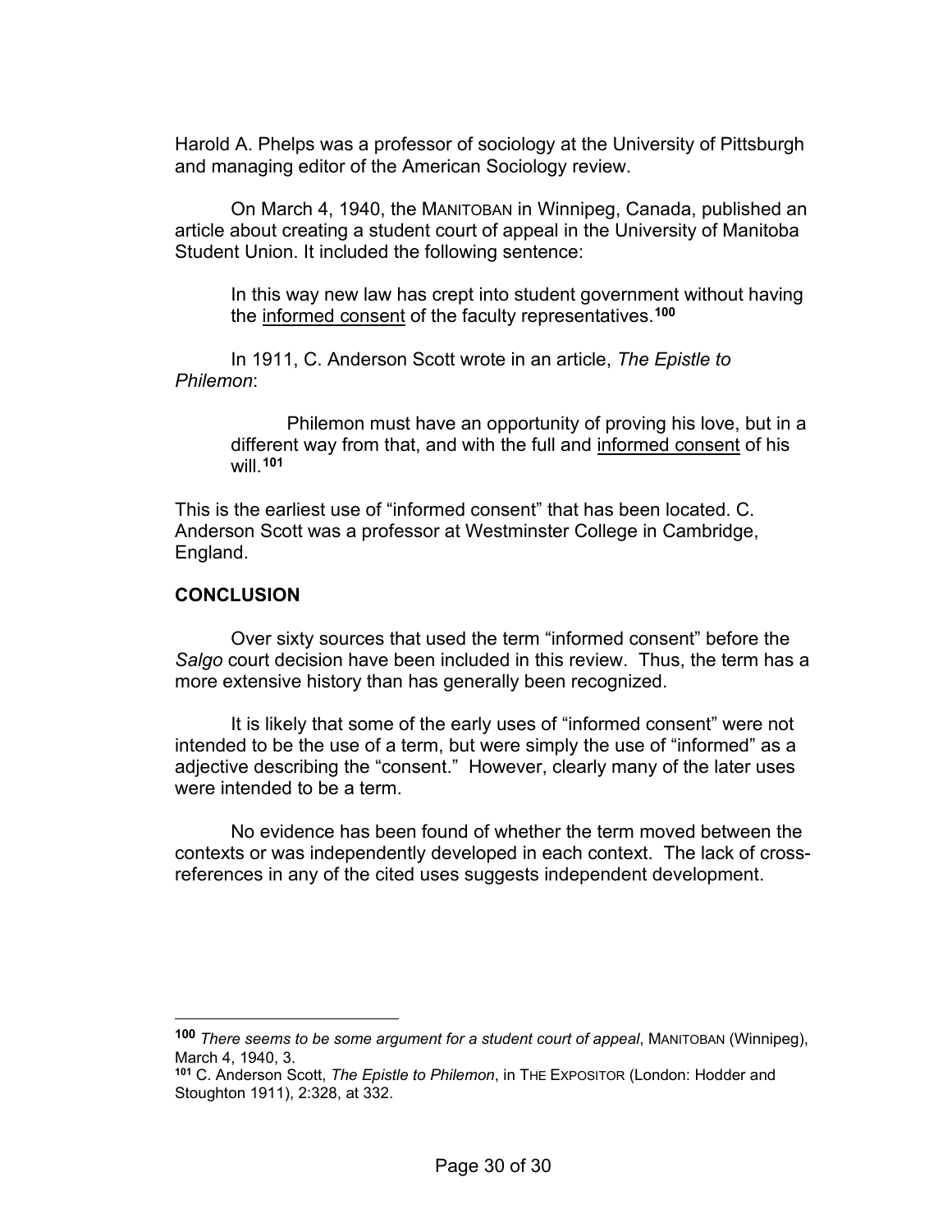Harold A. Phelps was a professor of sociology at the University of Pittsburgh and managing editor of the American Sociology review.

On March 4, 1940, the MANITOBAN in Winnipeg, Canada, published an article about creating a student court of appeal in the University of Manitoba Student Union. It included the following sentence:

> In this way new law has crept into student government without having the <u>informed consent</u> of the faculty representatives.[100]

In 1911, C. Anderson Scott wrote in an article, *The Epistle to Philemon*:

> Philemon must have an opportunity of proving his love, but in a different way from that, and with the full and <u>informed consent</u> of his will.[101]

This is the earliest use of "informed consent" that has been located. C. Anderson Scott was a professor at Westminster College in Cambridge, England.

**CONCLUSION**

Over sixty sources that used the term "informed consent" before the *Salgo* court decision have been included in this review. Thus, the term has a more extensive history than has generally been recognized.

It is likely that some of the early uses of "informed consent" were not intended to be the use of a term, but were simply the use of "informed" as a adjective describing the "consent." However, clearly many of the later uses were intended to be a term.

No evidence has been found of whether the term moved between the contexts or was independently developed in each context. The lack of cross-references in any of the cited uses suggests independent development.

---

[100] *There seems to be some argument for a student court of appeal*, MANITOBAN (Winnipeg), March 4, 1940, 3.

[101] C. Anderson Scott, *The Epistle to Philemon*, in THE EXPOSITOR (London: Hodder and Stoughton 1911), 2:328, at 332.